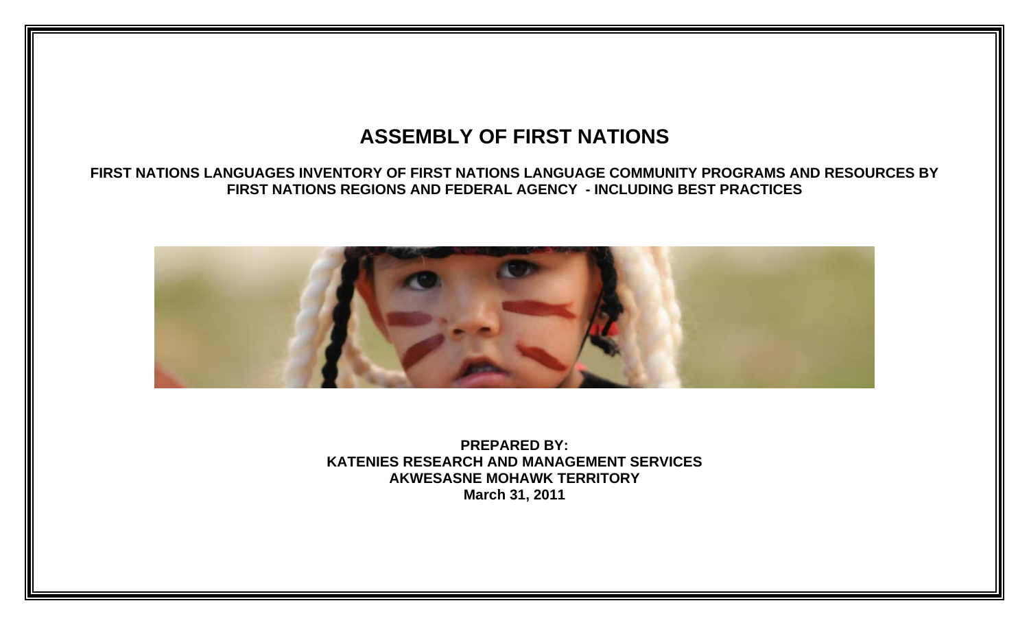# ASSEMBLY OF FIRST NATIONS

**FIRST NATIONS LANGUAGES INVENTORY OF FIRST NATIONS LANGUAGE COMMUNITY PROGRAMS AND RESOURCES BY FIRST NATIONS REGIONS AND FEDERAL AGENCY - INCLUDING BEST PRACTICES**

**PREPARED BY:**
**KATENIES RESEARCH AND MANAGEMENT SERVICES**
**AKWESASNE MOHAWK TERRITORY**
**March 31, 2011**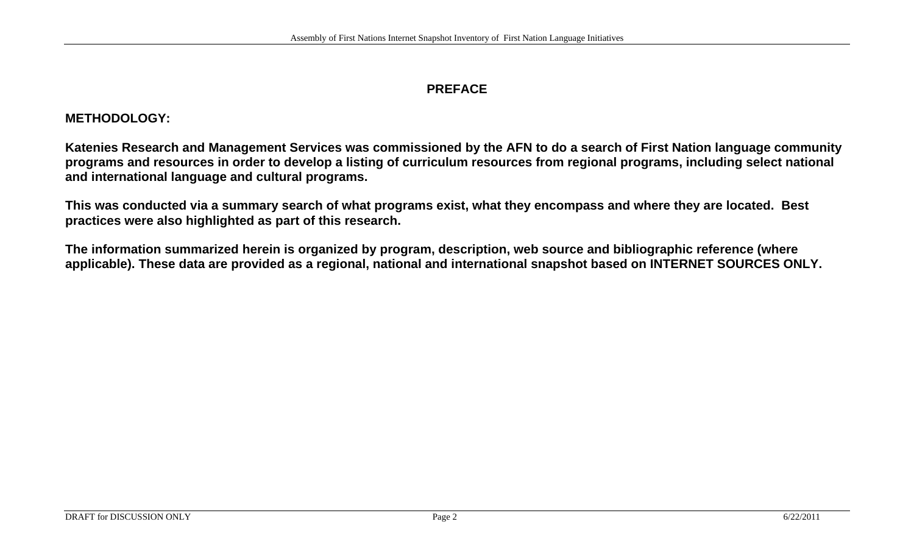# PREFACE

## METHODOLOGY:

**Katenies Research and Management Services was commissioned by the AFN to do a search of First Nation language community programs and resources in order to develop a listing of curriculum resources from regional programs, including select national and international language and cultural programs.**

**This was conducted via a summary search of what programs exist, what they encompass and where they are located. Best practices were also highlighted as part of this research.**

**The information summarized herein is organized by program, description, web source and bibliographic reference (where applicable). These data are provided as a regional, national and international snapshot based on INTERNET SOURCES ONLY.**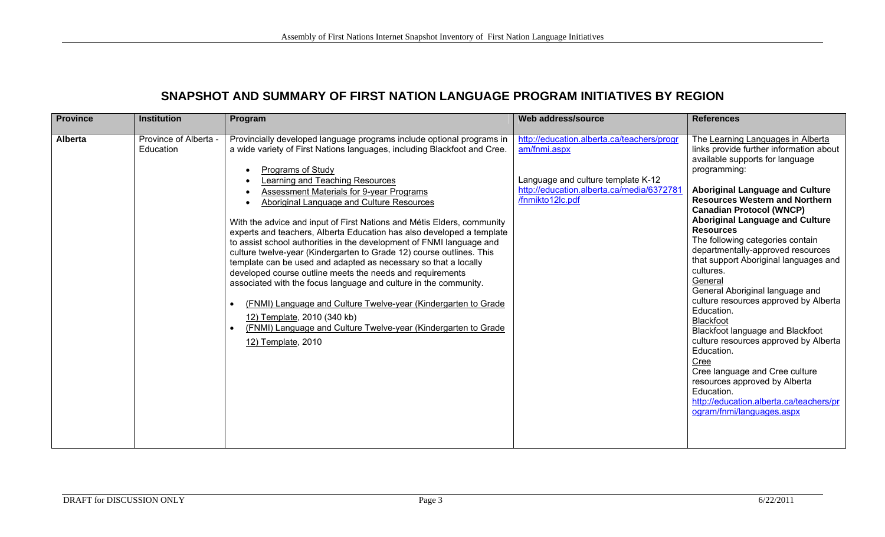## SNAPSHOT AND SUMMARY OF FIRST NATION LANGUAGE PROGRAM INITIATIVES BY REGION

| Province | Institution | Program | Web address/source | References |
|---|---|---|---|---|
| **Alberta** | Province of Alberta - Education | Provincially developed language programs include optional programs in a wide variety of First Nations languages, including Blackfoot and Cree.<br><br>• Programs of Study<br>• Learning and Teaching Resources<br>• Assessment Materials for 9-year Programs<br>• Aboriginal Language and Culture Resources<br><br>With the advice and input of First Nations and Métis Elders, community experts and teachers, Alberta Education has also developed a template to assist school authorities in the development of FNMI language and culture twelve-year (Kindergarten to Grade 12) course outlines. This template can be used and adapted as necessary so that a locally developed course outline meets the needs and requirements associated with the focus language and culture in the community.<br><br>• (FNMI) Language and Culture Twelve-year (Kindergarten to Grade 12) Template, 2010 (340 kb)<br>• (FNMI) Language and Culture Twelve-year (Kindergarten to Grade 12) Template, 2010 | http://education.alberta.ca/teachers/program/fnmi.aspx<br><br>Language and culture template K-12<br>http://education.alberta.ca/media/6372781/fnmikto12lc.pdf | The Learning Languages in Alberta links provide further information about available supports for language programming:<br><br>**Aboriginal Language and Culture Resources Western and Northern Canadian Protocol (WNCP)**<br>**Aboriginal Language and Culture Resources**<br>The following categories contain departmentally-approved resources that support Aboriginal languages and cultures.<br>General<br>General Aboriginal language and culture resources approved by Alberta Education.<br>Blackfoot<br>Blackfoot language and Blackfoot culture resources approved by Alberta Education.<br>Cree<br>Cree language and Cree culture resources approved by Alberta Education.<br>http://education.alberta.ca/teachers/program/fnmi/languages.aspx |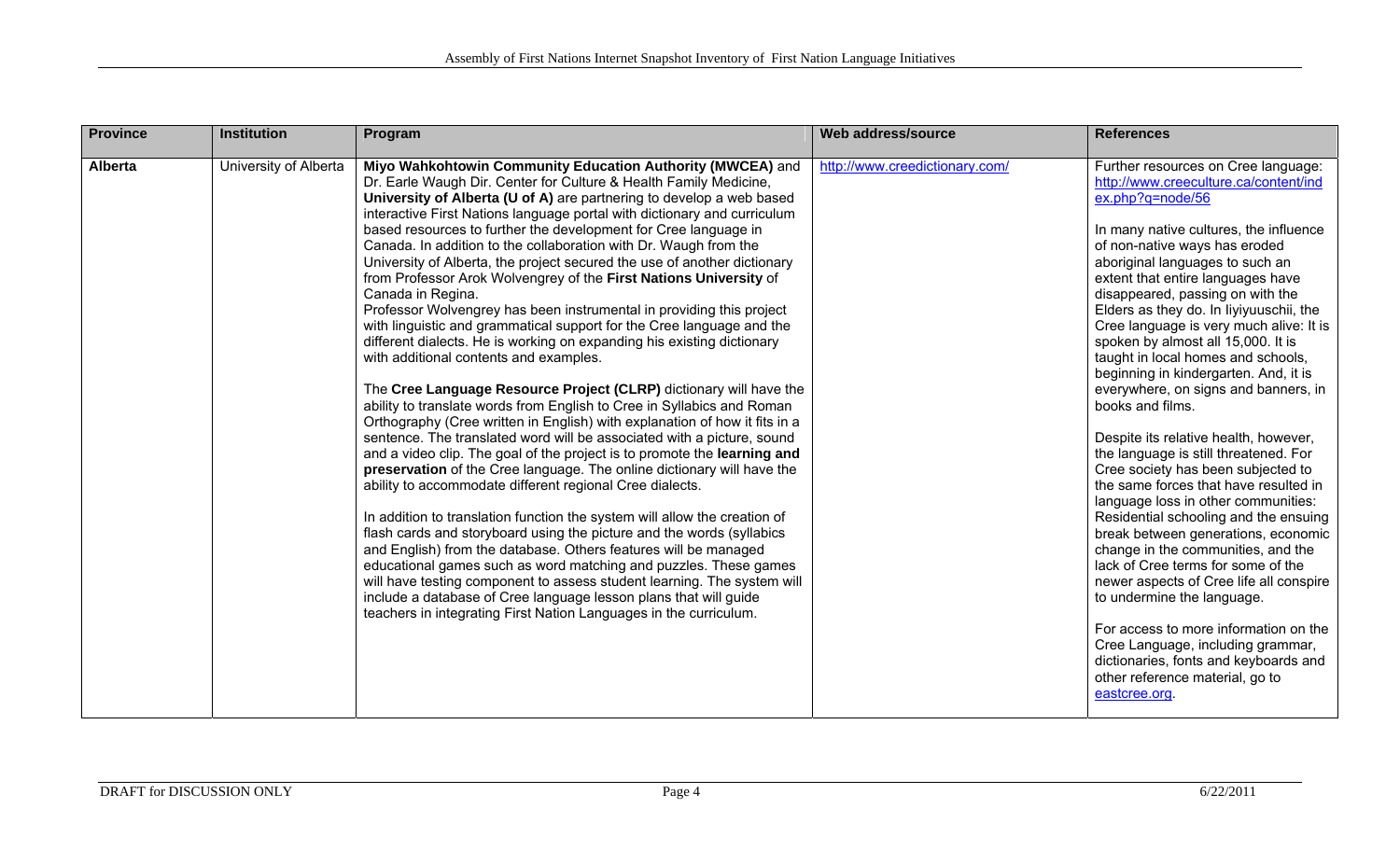| Province | Institution | Program | Web address/source | References |
|---|---|---|---|---|
| **Alberta** | University of Alberta | **Miyo Wahkohtowin Community Education Authority (MWCEA)** and Dr. Earle Waugh Dir. Center for Culture & Health Family Medicine, **University of Alberta (U of A)** are partnering to develop a web based interactive First Nations language portal with dictionary and curriculum based resources to further the development for Cree language in Canada. In addition to the collaboration with Dr. Waugh from the University of Alberta, the project secured the use of another dictionary from Professor Arok Wolvengrey of the **First Nations University** of Canada in Regina.<br>Professor Wolvengrey has been instrumental in providing this project with linguistic and grammatical support for the Cree language and the different dialects. He is working on expanding his existing dictionary with additional contents and examples.<br><br>The **Cree Language Resource Project (CLRP)** dictionary will have the ability to translate words from English to Cree in Syllabics and Roman Orthography (Cree written in English) with explanation of how it fits in a sentence. The translated word will be associated with a picture, sound and a video clip. The goal of the project is to promote the **learning and preservation** of the Cree language. The online dictionary will have the ability to accommodate different regional Cree dialects.<br><br>In addition to translation function the system will allow the creation of flash cards and storyboard using the picture and the words (syllabics and English) from the database. Others features will be managed educational games such as word matching and puzzles. These games will have testing component to assess student learning. The system will include a database of Cree language lesson plans that will guide teachers in integrating First Nation Languages in the curriculum. | http://www.creedictionary.com/ | Further resources on Cree language: http://www.creeculture.ca/content/index.php?q=node/56<br><br>In many native cultures, the influence of non-native ways has eroded aboriginal languages to such an extent that entire languages have disappeared, passing on with the Elders as they do. In Iiyiyuuschii, the Cree language is very much alive: It is spoken by almost all 15,000. It is taught in local homes and schools, beginning in kindergarten. And, it is everywhere, on signs and banners, in books and films.<br><br>Despite its relative health, however, the language is still threatened. For Cree society has been subjected to the same forces that have resulted in language loss in other communities: Residential schooling and the ensuing break between generations, economic change in the communities, and the lack of Cree terms for some of the newer aspects of Cree life all conspire to undermine the language.<br><br>For access to more information on the Cree Language, including grammar, dictionaries, fonts and keyboards and other reference material, go to eastcree.org. |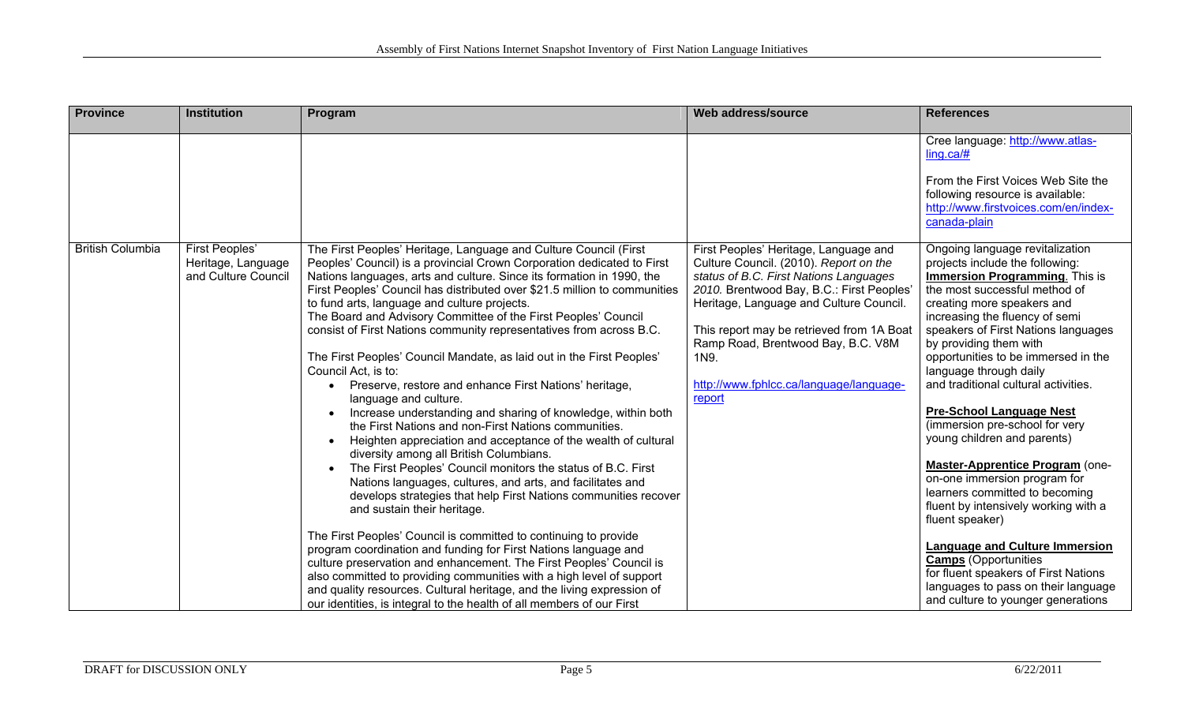| Province | Institution | Program | Web address/source | References |
|---|---|---|---|---|
| | | | | Cree language: http://www.atlas-ling.ca/#<br><br>From the First Voices Web Site the following resource is available: http://www.firstvoices.com/en/index-canada-plain |
| British Columbia | First Peoples' Heritage, Language and Culture Council | The First Peoples' Heritage, Language and Culture Council (First Peoples' Council) is a provincial Crown Corporation dedicated to First Nations languages, arts and culture. Since its formation in 1990, the First Peoples' Council has distributed over $21.5 million to communities to fund arts, language and culture projects.<br>The Board and Advisory Committee of the First Peoples' Council consist of First Nations community representatives from across B.C.<br><br>The First Peoples' Council Mandate, as laid out in the First Peoples' Council Act, is to:<br>• Preserve, restore and enhance First Nations' heritage, language and culture.<br>• Increase understanding and sharing of knowledge, within both the First Nations and non-First Nations communities.<br>• Heighten appreciation and acceptance of the wealth of cultural diversity among all British Columbians.<br>• The First Peoples' Council monitors the status of B.C. First Nations languages, cultures, and arts, and facilitates and develops strategies that help First Nations communities recover and sustain their heritage.<br><br>The First Peoples' Council is committed to continuing to provide program coordination and funding for First Nations language and culture preservation and enhancement. The First Peoples' Council is also committed to providing communities with a high level of support and quality resources. Cultural heritage, and the living expression of our identities, is integral to the health of all members of our First | First Peoples' Heritage, Language and Culture Council. (2010). *Report on the status of B.C. First Nations Languages 2010.* Brentwood Bay, B.C.: First Peoples' Heritage, Language and Culture Council.<br><br>This report may be retrieved from 1A Boat Ramp Road, Brentwood Bay, B.C. V8M 1N9.<br><br>http://www.fphlcc.ca/language/language-report | Ongoing language revitalization projects include the following:<br>**Immersion Programming**. This is the most successful method of creating more speakers and increasing the fluency of semi speakers of First Nations languages by providing them with opportunities to be immersed in the language through daily and traditional cultural activities.<br><br>**Pre-School Language Nest** (immersion pre-school for very young children and parents)<br><br>**Master-Apprentice Program** (one-on-one immersion program for learners committed to becoming fluent by intensively working with a fluent speaker)<br><br>**Language and Culture Immersion Camps** (Opportunities for fluent speakers of First Nations languages to pass on their language and culture to younger generations |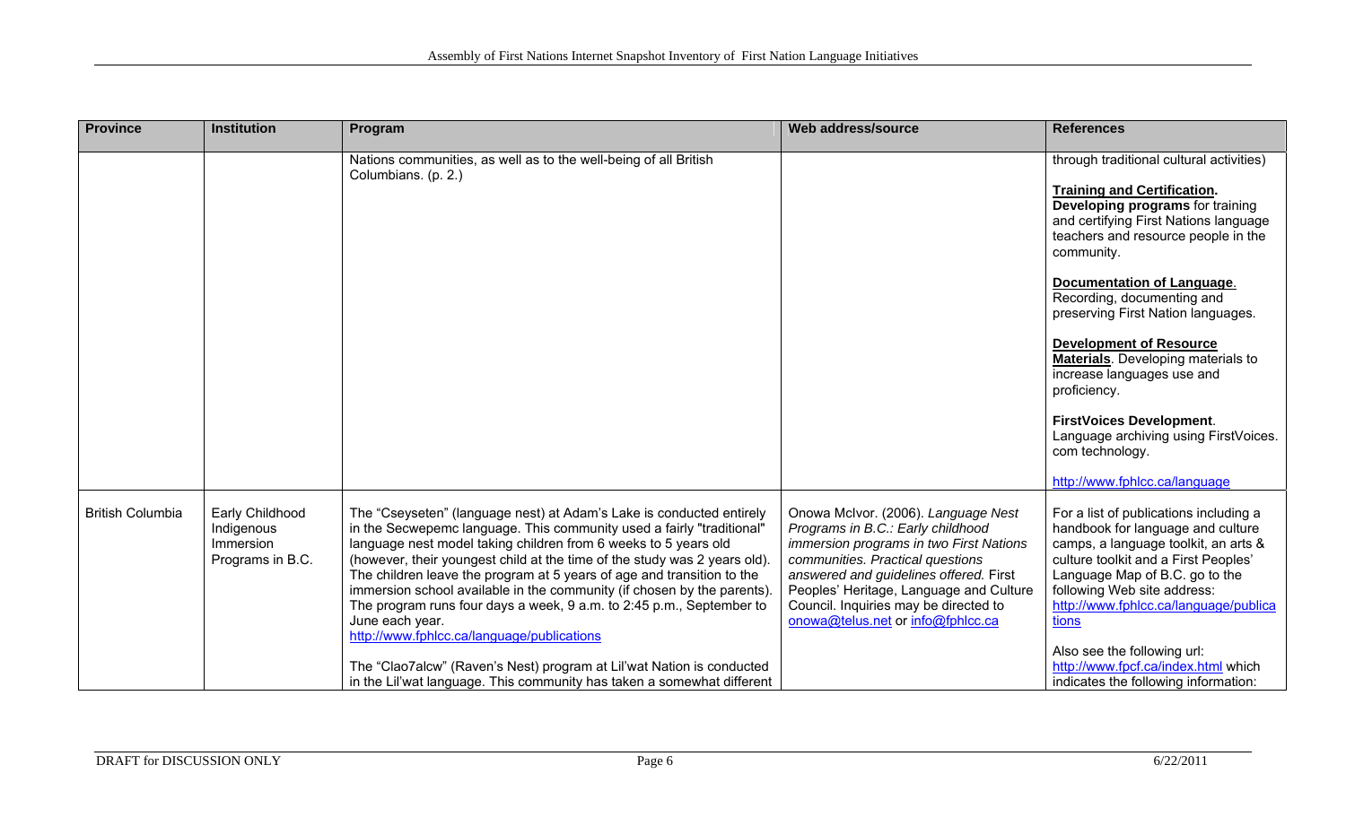| Province | Institution | Program | Web address/source | References |
|---|---|---|---|---|
| | | Nations communities, as well as to the well-being of all British Columbians. (p. 2.) | | through traditional cultural activities)<br><br>**Training and Certification. Developing programs** for training and certifying First Nations language teachers and resource people in the community.<br><br>**Documentation of Language**. Recording, documenting and preserving First Nation languages.<br><br>**Development of Resource Materials**. Developing materials to increase languages use and proficiency.<br><br>**FirstVoices Development**. Language archiving using FirstVoices. com technology.<br><br>http://www.fphlcc.ca/language |
| British Columbia | Early Childhood Indigenous Immersion Programs in B.C. | The "Cseyseten" (language nest) at Adam's Lake is conducted entirely in the Secwepemc language. This community used a fairly "traditional" language nest model taking children from 6 weeks to 5 years old (however, their youngest child at the time of the study was 2 years old). The children leave the program at 5 years of age and transition to the immersion school available in the community (if chosen by the parents). The program runs four days a week, 9 a.m. to 2:45 p.m., September to June each year.<br>http://www.fphlcc.ca/language/publications<br><br>The "Clao7alcw" (Raven's Nest) program at Lil'wat Nation is conducted in the Lil'wat language. This community has taken a somewhat different | Onowa McIvor. (2006). *Language Nest Programs in B.C.: Early childhood immersion programs in two First Nations communities. Practical questions answered and guidelines offered.* First Peoples' Heritage, Language and Culture Council. Inquiries may be directed to onowa@telus.net or info@fphlcc.ca | For a list of publications including a handbook for language and culture camps, a language toolkit, an arts & culture toolkit and a First Peoples' Language Map of B.C. go to the following Web site address: http://www.fphlcc.ca/language/publications<br><br>Also see the following url: http://www.fpcf.ca/index.html which indicates the following information: |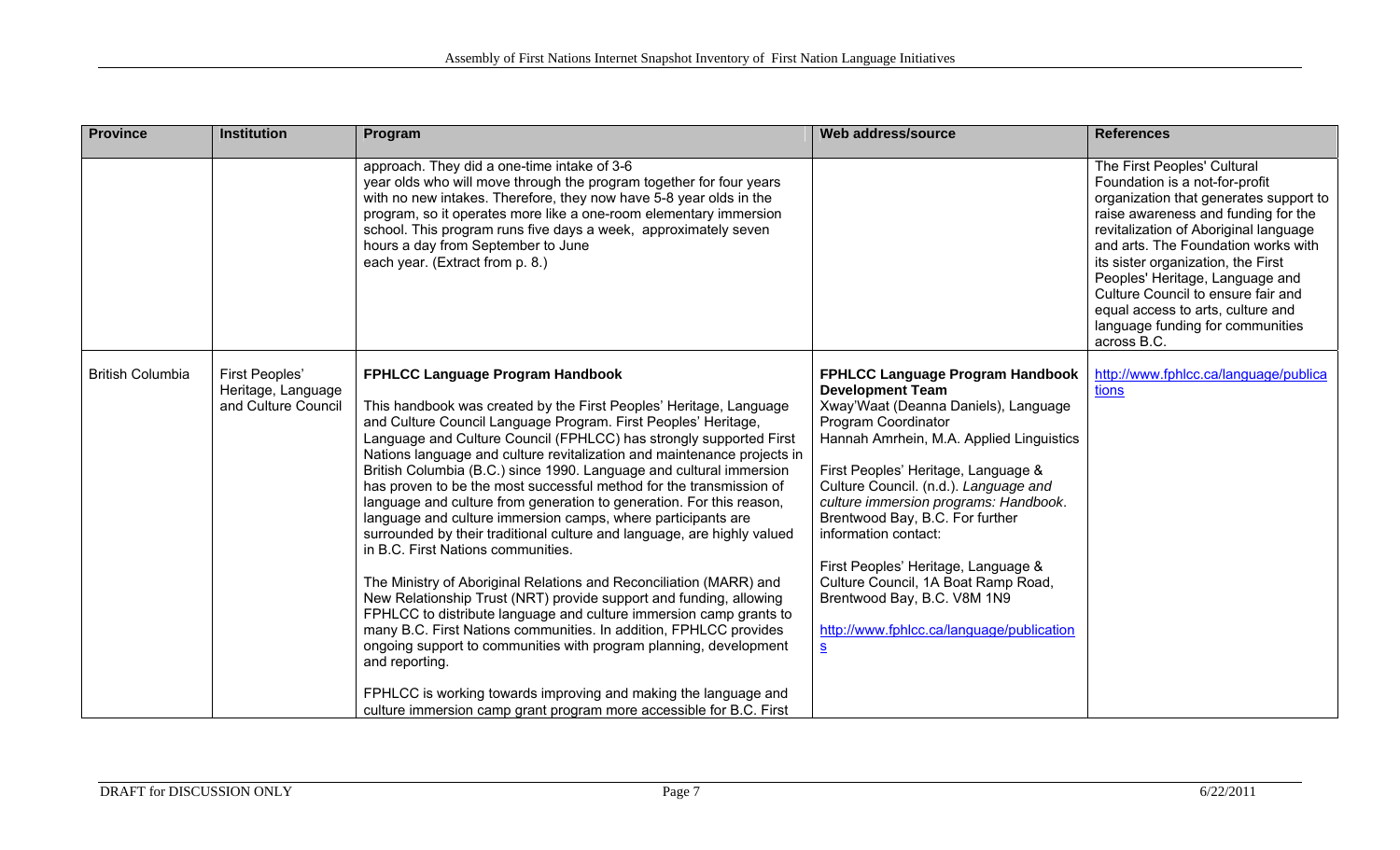| Province | Institution | Program | Web address/source | References |
|---|---|---|---|---|
| | | approach. They did a one-time intake of 3-6 year olds who will move through the program together for four years with no new intakes. Therefore, they now have 5-8 year olds in the program, so it operates more like a one-room elementary immersion school. This program runs five days a week, approximately seven hours a day from September to June each year. (Extract from p. 8.) | | The First Peoples' Cultural Foundation is a not-for-profit organization that generates support to raise awareness and funding for the revitalization of Aboriginal language and arts. The Foundation works with its sister organization, the First Peoples' Heritage, Language and Culture Council to ensure fair and equal access to arts, culture and language funding for communities across B.C. |
| British Columbia | First Peoples' Heritage, Language and Culture Council | **FPHLCC Language Program Handbook**<br><br>This handbook was created by the First Peoples' Heritage, Language and Culture Council Language Program. First Peoples' Heritage, Language and Culture Council (FPHLCC) has strongly supported First Nations language and culture revitalization and maintenance projects in British Columbia (B.C.) since 1990. Language and cultural immersion has proven to be the most successful method for the transmission of language and culture from generation to generation. For this reason, language and culture immersion camps, where participants are surrounded by their traditional culture and language, are highly valued in B.C. First Nations communities.<br><br>The Ministry of Aboriginal Relations and Reconciliation (MARR) and New Relationship Trust (NRT) provide support and funding, allowing FPHLCC to distribute language and culture immersion camp grants to many B.C. First Nations communities. In addition, FPHLCC provides ongoing support to communities with program planning, development and reporting.<br><br>FPHLCC is working towards improving and making the language and culture immersion camp grant program more accessible for B.C. First | **FPHLCC Language Program Handbook Development Team**<br>Xway'Waat (Deanna Daniels), Language Program Coordinator<br>Hannah Amrhein, M.A. Applied Linguistics<br><br>First Peoples' Heritage, Language & Culture Council. (n.d.). *Language and culture immersion programs: Handbook*. Brentwood Bay, B.C. For further information contact:<br><br>First Peoples' Heritage, Language & Culture Council, 1A Boat Ramp Road, Brentwood Bay, B.C. V8M 1N9<br><br>http://www.fphlcc.ca/language/publications | http://www.fphlcc.ca/language/publications |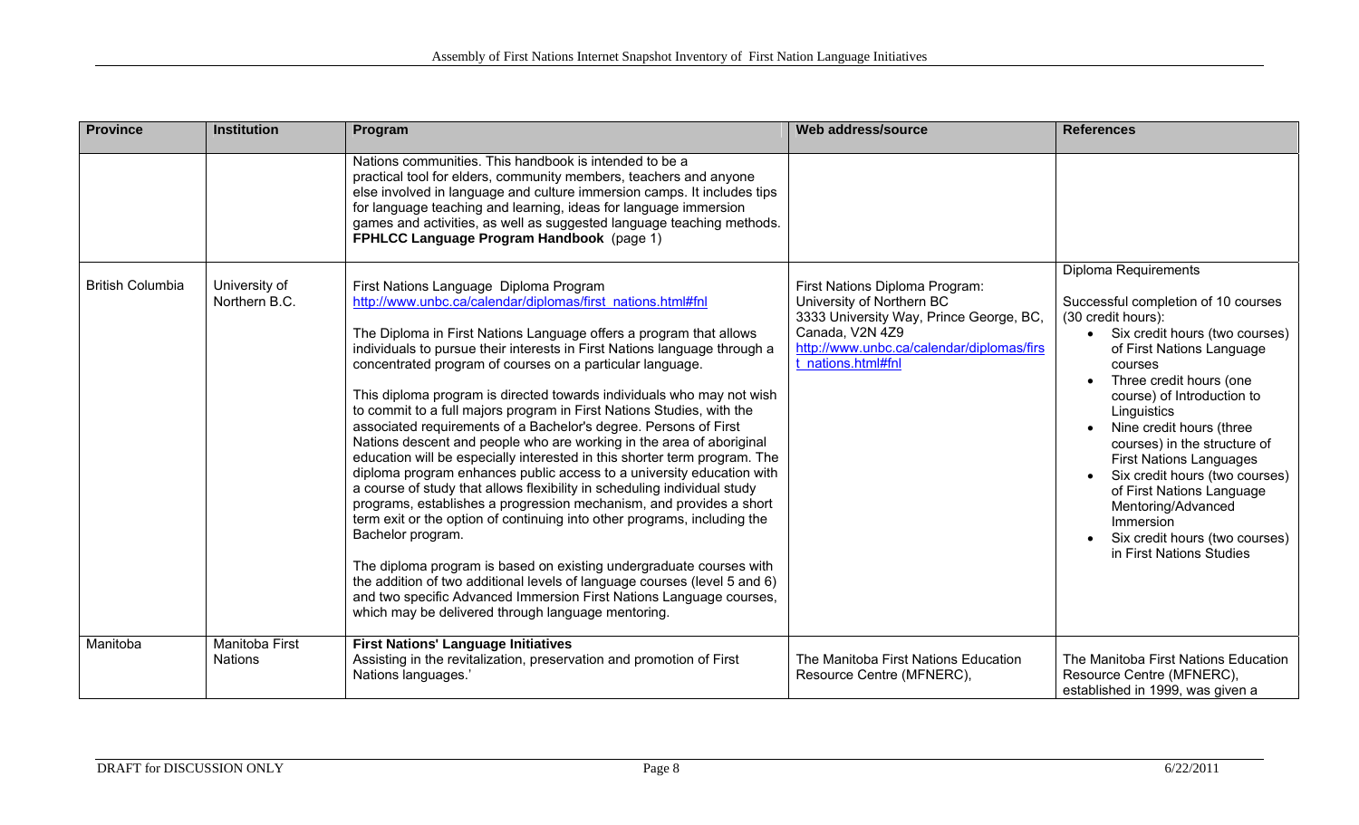| Province | Institution | Program | Web address/source | References |
|---|---|---|---|---|
| | | Nations communities. This handbook is intended to be a practical tool for elders, community members, teachers and anyone else involved in language and culture immersion camps. It includes tips for language teaching and learning, ideas for language immersion games and activities, as well as suggested language teaching methods. **FPHLCC Language Program Handbook** (page 1) | | |
| British Columbia | University of Northern B.C. | First Nations Language Diploma Program<br>http://www.unbc.ca/calendar/diplomas/first_nations.html#fnl<br><br>The Diploma in First Nations Language offers a program that allows individuals to pursue their interests in First Nations language through a concentrated program of courses on a particular language.<br><br>This diploma program is directed towards individuals who may not wish to commit to a full majors program in First Nations Studies, with the associated requirements of a Bachelor's degree. Persons of First Nations descent and people who are working in the area of aboriginal education will be especially interested in this shorter term program. The diploma program enhances public access to a university education with a course of study that allows flexibility in scheduling individual study programs, establishes a progression mechanism, and provides a short term exit or the option of continuing into other programs, including the Bachelor program.<br><br>The diploma program is based on existing undergraduate courses with the addition of two additional levels of language courses (level 5 and 6) and two specific Advanced Immersion First Nations Language courses, which may be delivered through language mentoring. | First Nations Diploma Program:<br>University of Northern BC<br>3333 University Way, Prince George, BC, Canada, V2N 4Z9<br>http://www.unbc.ca/calendar/diplomas/first_nations.html#fnl | Diploma Requirements<br><br>Successful completion of 10 courses (30 credit hours):<br>• Six credit hours (two courses) of First Nations Language courses<br>• Three credit hours (one course) of Introduction to Linguistics<br>• Nine credit hours (three courses) in the structure of First Nations Languages<br>• Six credit hours (two courses) of First Nations Language Mentoring/Advanced Immersion<br>• Six credit hours (two courses) in First Nations Studies |
| Manitoba | Manitoba First Nations | **First Nations' Language Initiatives**<br>Assisting in the revitalization, preservation and promotion of First Nations languages.' | The Manitoba First Nations Education Resource Centre (MFNERC), | The Manitoba First Nations Education Resource Centre (MFNERC), established in 1999, was given a |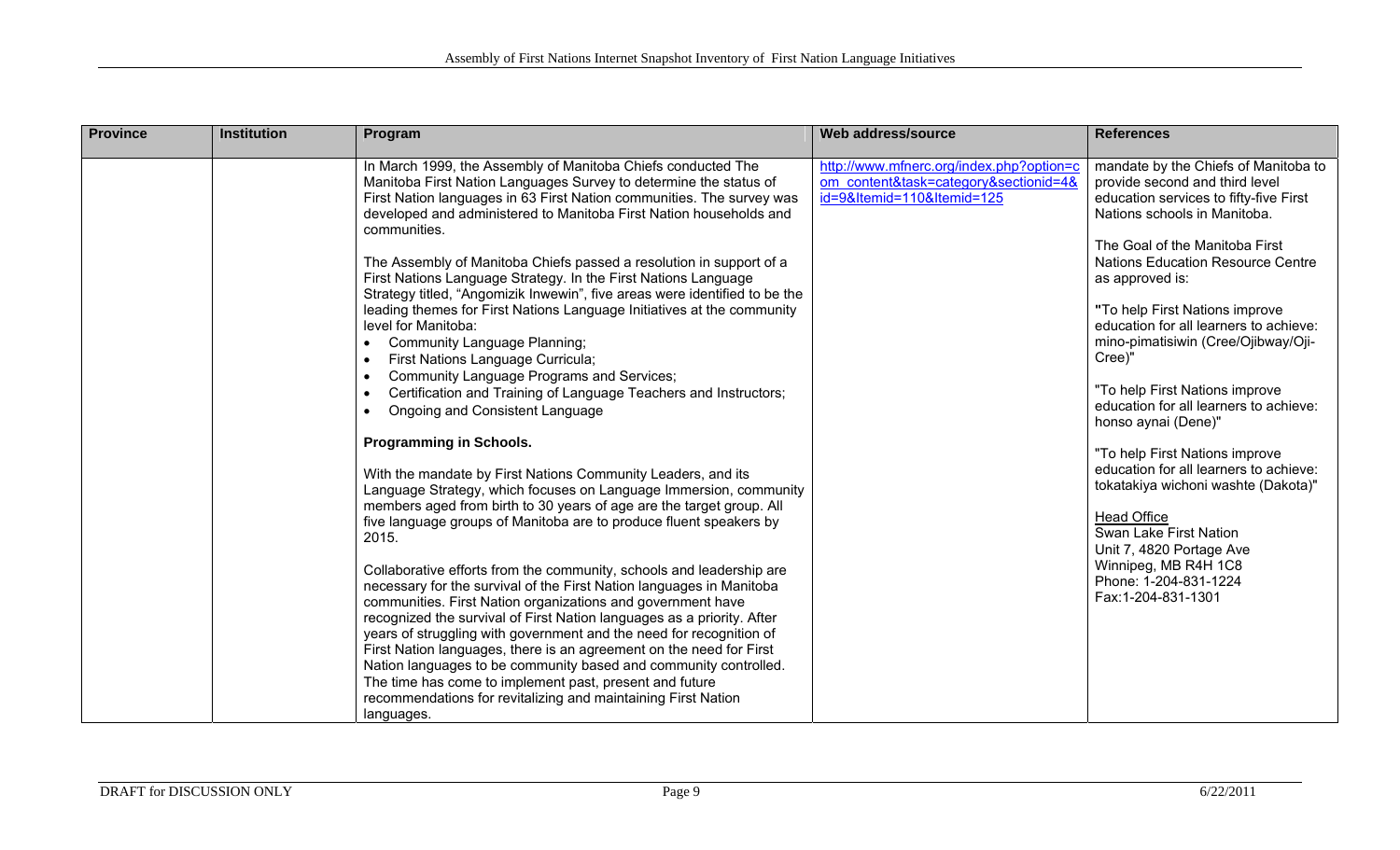| Province | Institution | Program | Web address/source | References |
|---|---|---|---|---|
| | | In March 1999, the Assembly of Manitoba Chiefs conducted The Manitoba First Nation Languages Survey to determine the status of First Nation languages in 63 First Nation communities. The survey was developed and administered to Manitoba First Nation households and communities.<br><br>The Assembly of Manitoba Chiefs passed a resolution in support of a First Nations Language Strategy. In the First Nations Language Strategy titled, "Angomizik Inwewin", five areas were identified to be the leading themes for First Nations Language Initiatives at the community level for Manitoba:<br>• Community Language Planning;<br>• First Nations Language Curricula;<br>• Community Language Programs and Services;<br>• Certification and Training of Language Teachers and Instructors;<br>• Ongoing and Consistent Language<br><br>**Programming in Schools.**<br><br>With the mandate by First Nations Community Leaders, and its Language Strategy, which focuses on Language Immersion, community members aged from birth to 30 years of age are the target group. All five language groups of Manitoba are to produce fluent speakers by 2015.<br><br>Collaborative efforts from the community, schools and leadership are necessary for the survival of the First Nation languages in Manitoba communities. First Nation organizations and government have recognized the survival of First Nation languages as a priority. After years of struggling with government and the need for recognition of First Nation languages, there is an agreement on the need for First Nation languages to be community based and community controlled. The time has come to implement past, present and future recommendations for revitalizing and maintaining First Nation languages. | http://www.mfnerc.org/index.php?option=com_content&task=category&sectionid=4&id=9&Itemid=110&Itemid=125 | mandate by the Chiefs of Manitoba to provide second and third level education services to fifty-five First Nations schools in Manitoba.<br><br>The Goal of the Manitoba First Nations Education Resource Centre as approved is:<br><br>"To help First Nations improve education for all learners to achieve: mino-pimatisiwin (Cree/Ojibway/Oji-Cree)"<br><br>"To help First Nations improve education for all learners to achieve: honso aynai (Dene)"<br><br>"To help First Nations improve education for all learners to achieve: tokatakiya wichoni washte (Dakota)"<br><br>Head Office<br>Swan Lake First Nation<br>Unit 7, 4820 Portage Ave<br>Winnipeg, MB R4H 1C8<br>Phone: 1-204-831-1224<br>Fax:1-204-831-1301 |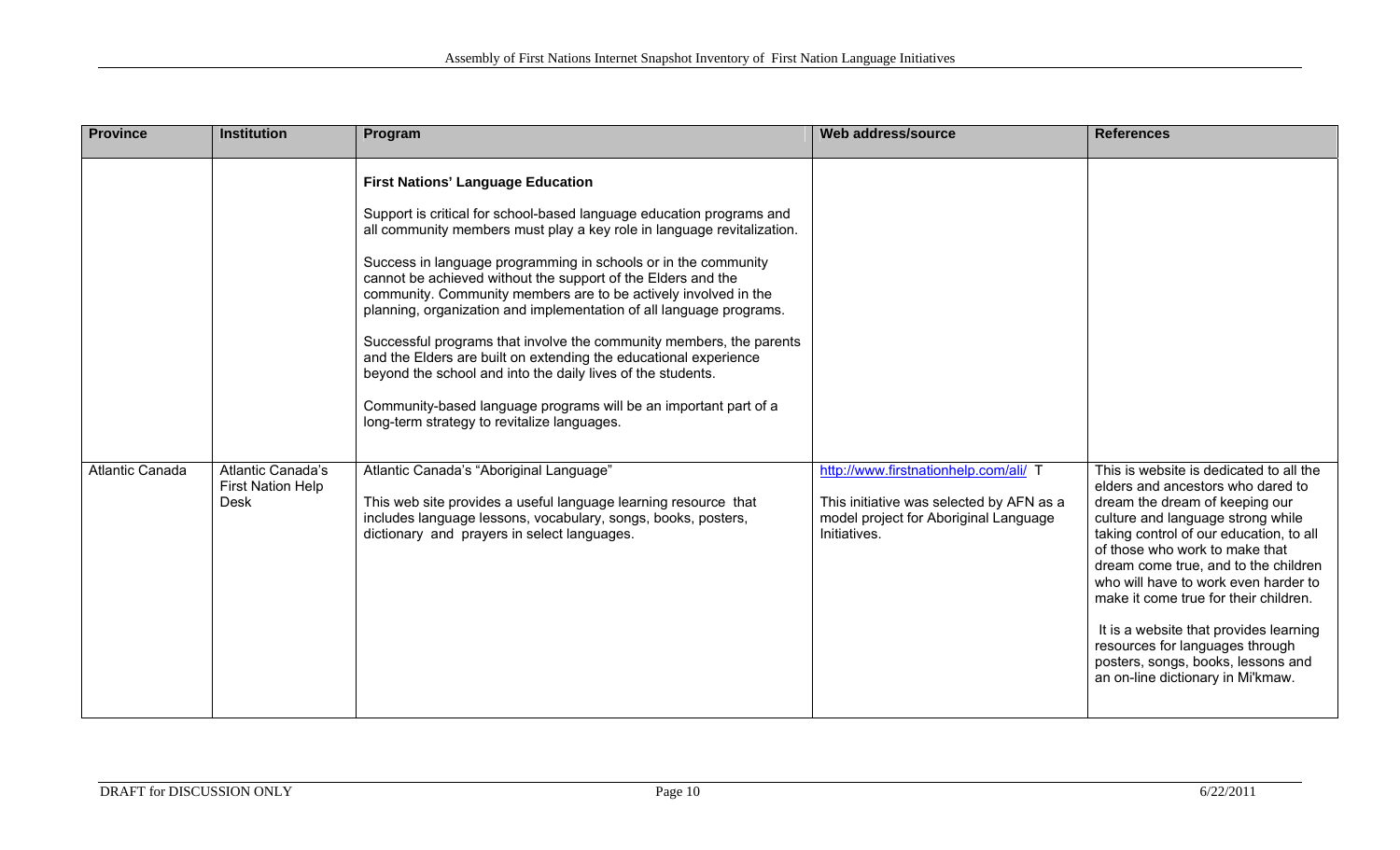| Province | Institution | Program | Web address/source | References |
|---|---|---|---|---|
| | | **First Nations' Language Education**<br><br>Support is critical for school-based language education programs and all community members must play a key role in language revitalization.<br><br>Success in language programming in schools or in the community cannot be achieved without the support of the Elders and the community. Community members are to be actively involved in the planning, organization and implementation of all language programs.<br><br>Successful programs that involve the community members, the parents and the Elders are built on extending the educational experience beyond the school and into the daily lives of the students.<br><br>Community-based language programs will be an important part of a long-term strategy to revitalize languages. | | |
| Atlantic Canada | Atlantic Canada's First Nation Help Desk | Atlantic Canada's "Aboriginal Language"<br><br>This web site provides a useful language learning resource that includes language lessons, vocabulary, songs, books, posters, dictionary and prayers in select languages. | http://www.firstnationhelp.com/ali/ T<br><br>This initiative was selected by AFN as a model project for Aboriginal Language Initiatives. | This is website is dedicated to all the elders and ancestors who dared to dream the dream of keeping our culture and language strong while taking control of our education, to all of those who work to make that dream come true, and to the children who will have to work even harder to make it come true for their children.<br><br>It is a website that provides learning resources for languages through posters, songs, books, lessons and an on-line dictionary in Mi'kmaw. |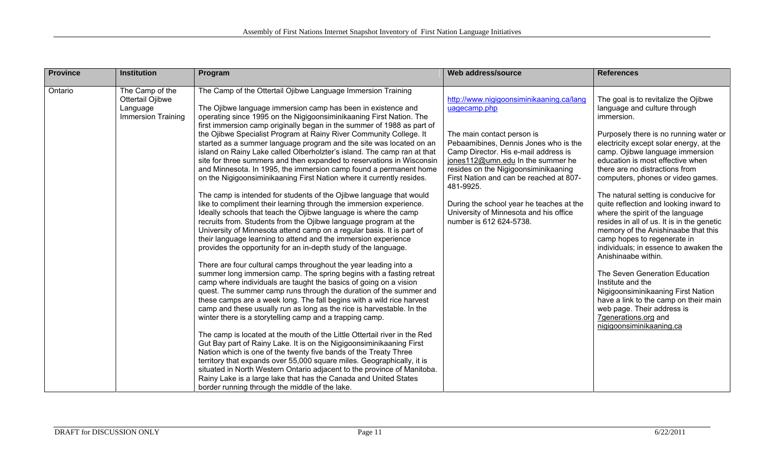| Province | Institution | Program | Web address/source | References |
|---|---|---|---|---|
| Ontario | The Camp of the Ottertail Ojibwe Language Immersion Training | The Camp of the Ottertail Ojibwe Language Immersion Training<br><br>The Ojibwe language immersion camp has been in existence and operating since 1995 on the Nigigoonsiminikaaning First Nation. The first immersion camp originally began in the summer of 1988 as part of the Ojibwe Specialist Program at Rainy River Community College. It started as a summer language program and the site was located on an island on Rainy Lake called Olberholzter's island. The camp ran at that site for three summers and then expanded to reservations in Wisconsin and Minnesota. In 1995, the immersion camp found a permanent home on the Nigigoonsiminikaaning First Nation where it currently resides.<br><br>The camp is intended for students of the Ojibwe language that would like to compliment their learning through the immersion experience. Ideally schools that teach the Ojibwe language is where the camp recruits from. Students from the Ojibwe language program at the University of Minnesota attend camp on a regular basis. It is part of their language learning to attend and the immersion experience provides the opportunity for an in-depth study of the language.<br><br>There are four cultural camps throughout the year leading into a summer long immersion camp. The spring begins with a fasting retreat camp where individuals are taught the basics of going on a vision quest. The summer camp runs through the duration of the summer and these camps are a week long. The fall begins with a wild rice harvest camp and these usually run as long as the rice is harvestable. In the winter there is a storytelling camp and a trapping camp.<br><br>The camp is located at the mouth of the Little Ottertail river in the Red Gut Bay part of Rainy Lake. It is on the Nigigoonsiminikaaning First Nation which is one of the twenty five bands of the Treaty Three territory that expands over 55,000 square miles. Geographically, it is situated in North Western Ontario adjacent to the province of Manitoba. Rainy Lake is a large lake that has the Canada and United States border running through the middle of the lake. | http://www.nigigoonsiminikaaning.ca/languagecamp.php<br><br>The main contact person is Pebaamibines, Dennis Jones who is the Camp Director. His e-mail address is jones112@umn.edu In the summer he resides on the Nigigoonsiminikaaning First Nation and can be reached at 807-481-9925.<br><br>During the school year he teaches at the University of Minnesota and his office number is 612 624-5738. | The goal is to revitalize the Ojibwe language and culture through immersion.<br><br>Purposely there is no running water or electricity except solar energy, at the camp. Ojibwe language immersion education is most effective when there are no distractions from computers, phones or video games.<br><br>The natural setting is conducive for quite reflection and looking inward to where the spirit of the language resides in all of us. It is in the genetic memory of the Anishinaabe that this camp hopes to regenerate in individuals; in essence to awaken the Anishinaabe within.<br><br>The Seven Generation Education Institute and the Nigigoonsiminikaaning First Nation have a link to the camp on their main web page. Their address is 7generations.org and nigigoonsiminikaaning.ca |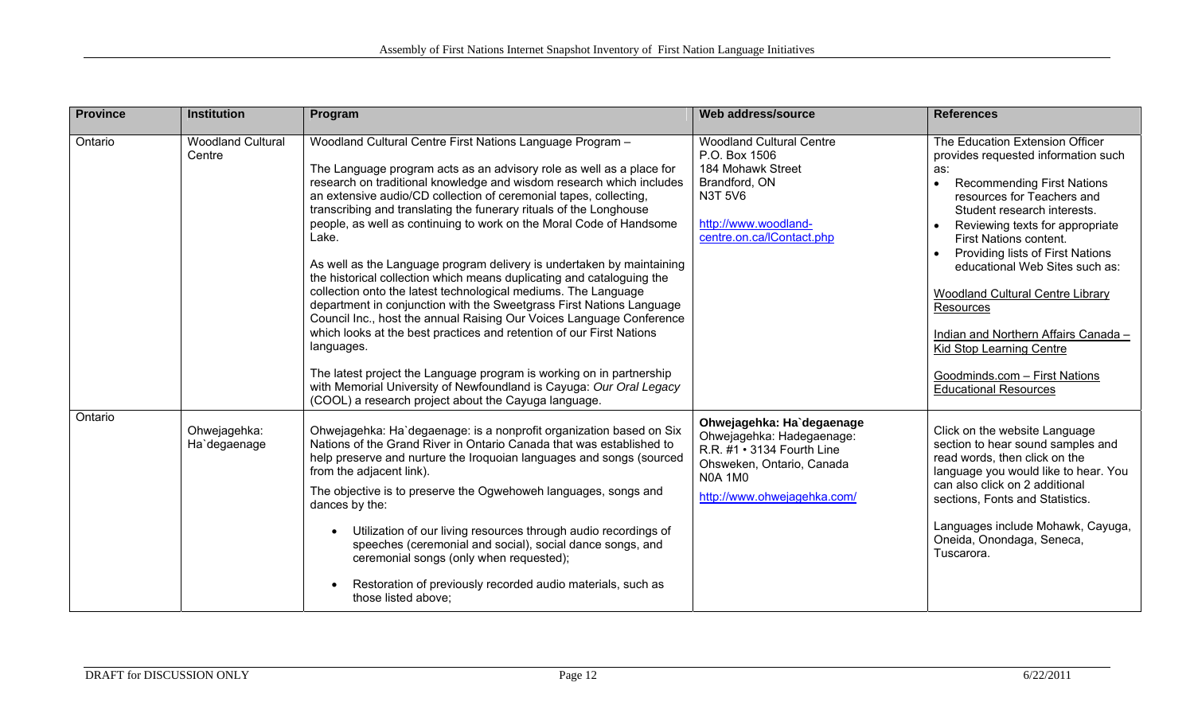| Province | Institution | Program | Web address/source | References |
|---|---|---|---|---|
| Ontario | Woodland Cultural Centre | Woodland Cultural Centre First Nations Language Program – <br><br> The Language program acts as an advisory role as well as a place for research on traditional knowledge and wisdom research which includes an extensive audio/CD collection of ceremonial tapes, collecting, transcribing and translating the funerary rituals of the Longhouse people, as well as continuing to work on the Moral Code of Handsome Lake. <br><br> As well as the Language program delivery is undertaken by maintaining the historical collection which means duplicating and cataloguing the collection onto the latest technological mediums. The Language department in conjunction with the Sweetgrass First Nations Language Council Inc., host the annual Raising Our Voices Language Conference which looks at the best practices and retention of our First Nations languages. <br><br> The latest project the Language program is working on in partnership with Memorial University of Newfoundland is Cayuga: *Our Oral Legacy* (COOL) a research project about the Cayuga language. | Woodland Cultural Centre <br> P.O. Box 1506 <br> 184 Mohawk Street <br> Brandford, ON <br> N3T 5V6 <br><br> http://www.woodland-centre.on.ca/lContact.php | The Education Extension Officer provides requested information such as: <br> • Recommending First Nations resources for Teachers and Student research interests. <br> • Reviewing texts for appropriate First Nations content. <br> • Providing lists of First Nations educational Web Sites such as: <br><br> Woodland Cultural Centre Library Resources <br><br> Indian and Northern Affairs Canada – Kid Stop Learning Centre <br><br> Goodminds.com – First Nations Educational Resources |
| Ontario | Ohwejagehka: Ha`degaenage | Ohwejagehka: Ha`degaenage: is a nonprofit organization based on Six Nations of the Grand River in Ontario Canada that was established to help preserve and nurture the Iroquoian languages and songs (sourced from the adjacent link). <br><br> The objective is to preserve the Ogwehoweh languages, songs and dances by the: <br><br> • Utilization of our living resources through audio recordings of speeches (ceremonial and social), social dance songs, and ceremonial songs (only when requested); <br><br> • Restoration of previously recorded audio materials, such as those listed above; | **Ohwejagehka: Ha`degaenage** <br> Ohwejagehka: Hadegaenage: <br> R.R. #1 • 3134 Fourth Line <br> Ohsweken, Ontario, Canada <br> N0A 1M0 <br><br> http://www.ohwejagehka.com/ | Click on the website Language section to hear sound samples and read words, then click on the language you would like to hear. You can also click on 2 additional sections, Fonts and Statistics. <br><br> Languages include Mohawk, Cayuga, Oneida, Onondaga, Seneca, Tuscarora. |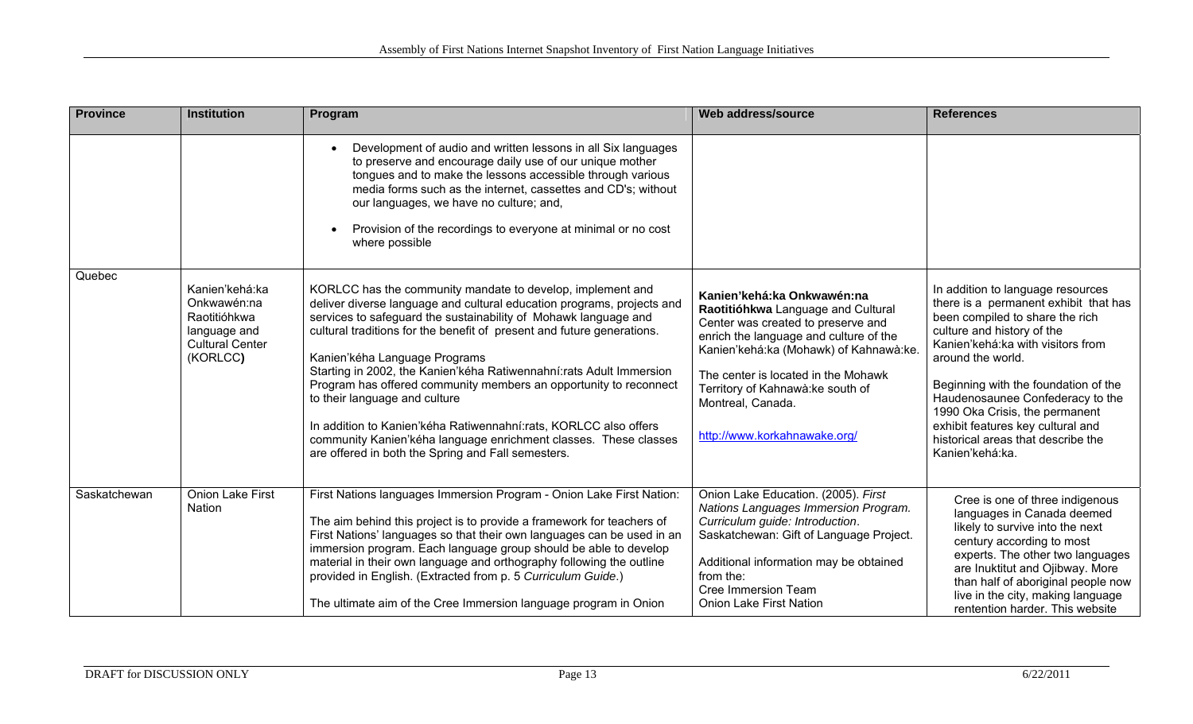| Province | Institution | Program | Web address/source | References |
|---|---|---|---|---|
| | | • Development of audio and written lessons in all Six languages to preserve and encourage daily use of our unique mother tongues and to make the lessons accessible through various media forms such as the internet, cassettes and CD's; without our languages, we have no culture; and,<br><br>• Provision of the recordings to everyone at minimal or no cost where possible | | |
| Quebec | Kanien'kehá:ka Onkwawén:na Raotitióhkwa language and Cultural Center (KORLCC**)** | KORLCC has the community mandate to develop, implement and deliver diverse language and cultural education programs, projects and services to safeguard the sustainability of Mohawk language and cultural traditions for the benefit of present and future generations.<br><br>Kanien'kéha Language Programs<br>Starting in 2002, the Kanien'kéha Ratiwennahní:rats Adult Immersion Program has offered community members an opportunity to reconnect to their language and culture<br><br>In addition to Kanien'kéha Ratiwennahní:rats, KORLCC also offers community Kanien'kéha language enrichment classes. These classes are offered in both the Spring and Fall semesters. | **Kanien'kehá:ka Onkwawén:na Raotitióhkwa** Language and Cultural Center was created to preserve and enrich the language and culture of the Kanien'kehá:ka (Mohawk) of Kahnawà:ke.<br><br>The center is located in the Mohawk Territory of Kahnawà:ke south of Montreal, Canada.<br><br>http://www.korkahnawake.org/ | In addition to language resources there is a permanent exhibit that has been compiled to share the rich culture and history of the Kanien'kehá:ka with visitors from around the world.<br><br>Beginning with the foundation of the Haudenosaunee Confederacy to the 1990 Oka Crisis, the permanent exhibit features key cultural and historical areas that describe the Kanien'kehá:ka. |
| Saskatchewan | Onion Lake First Nation | First Nations languages Immersion Program - Onion Lake First Nation:<br><br>The aim behind this project is to provide a framework for teachers of First Nations' languages so that their own languages can be used in an immersion program. Each language group should be able to develop material in their own language and orthography following the outline provided in English. (Extracted from p. 5 *Curriculum Guide*.)<br><br>The ultimate aim of the Cree Immersion language program in Onion | Onion Lake Education. (2005). *First Nations Languages Immersion Program. Curriculum guide: Introduction*. Saskatchewan: Gift of Language Project.<br><br>Additional information may be obtained from the:<br>Cree Immersion Team<br>Onion Lake First Nation | Cree is one of three indigenous languages in Canada deemed likely to survive into the next century according to most experts. The other two languages are Inuktitut and Ojibway. More than half of aboriginal people now live in the city, making language rentention harder. This website |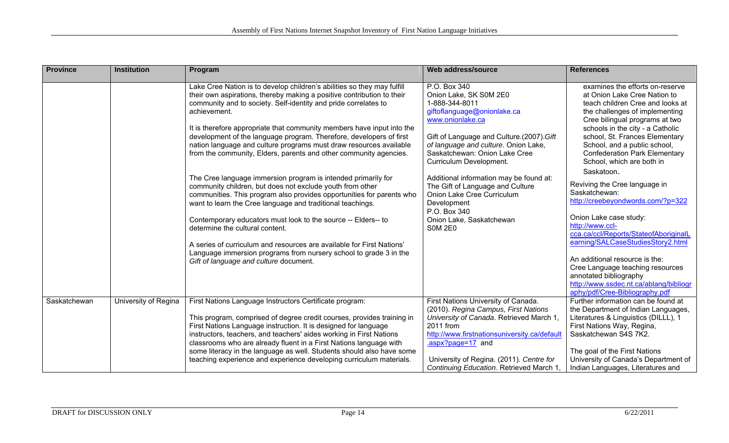| Province | Institution | Program | Web address/source | References |
|---|---|---|---|---|
| | | Lake Cree Nation is to develop children's abilities so they may fulfill their own aspirations, thereby making a positive contribution to their community and to society. Self-identity and pride correlates to achievement.<br><br>It is therefore appropriate that community members have input into the development of the language program. Therefore, developers of first nation language and culture programs must draw resources available from the community, Elders, parents and other community agencies.<br><br>The Cree language immersion program is intended primarily for community children, but does not exclude youth from other communities. This program also provides opportunities for parents who want to learn the Cree language and traditional teachings.<br><br>Contemporary educators must look to the source -- Elders-- to determine the cultural content.<br><br>A series of curriculum and resources are available for First Nations' Language immersion programs from nursery school to grade 3 in the *Gift of language and culture* document. | P.O. Box 340<br>Onion Lake, SK S0M 2E0<br>1-888-344-8011<br>giftoflanguage@onionlake.ca<br>www.onionlake.ca<br><br>Gift of Language and Culture.(2007).*Gift of language and culture*. Onion Lake, Saskatchewan: Onion Lake Cree Curriculum Development.<br><br>Additional information may be found at:<br>The Gift of Language and Culture<br>Onion Lake Cree Curriculum Development<br>P.O. Box 340<br>Onion Lake, Saskatchewan<br>S0M 2E0 | examines the efforts on-reserve at Onion Lake Cree Nation to teach children Cree and looks at the challenges of implementing Cree bilingual programs at two schools in the city - a Catholic school, St. Frances Elementary School, and a public school, Confederation Park Elementary School, which are both in Saskatoon.<br><br>Reviving the Cree language in Saskatchewan:<br>http://creebeyondwords.com/?p=322<br><br>Onion Lake case study:<br>http://www.ccl-cca.ca/ccl/Reports/StateofAboriginalLearning/SALCaseStudiesStory2.html<br><br>An additional resource is the:<br>Cree Language teaching resources annotated bibliography<br>http://www.ssdec.nt.ca/ablang/bibliography/pdf/Cree-Bibliography.pdf |
| Saskatchewan | University of Regina | First Nations Language Instructors Certificate program:<br><br>This program, comprised of degree credit courses, provides training in First Nations Language instruction. It is designed for language instructors, teachers, and teachers' aides working in First Nations classrooms who are already fluent in a First Nations language with some literacy in the language as well. Students should also have some teaching experience and experience developing curriculum materials. | First Nations University of Canada. (2010). *Regina Campus, First Nations University of Canada*. Retrieved March 1, 2011 from http://www.firstnationsuniversity.ca/default.aspx?page=17 and<br><br>University of Regina. (2011). *Centre for Continuing Education*. Retrieved March 1, | Further information can be found at the Department of Indian Languages, Literatures & Linguistics (DILLL), 1 First Nations Way, Regina, Saskatchewan S4S 7K2.<br><br>The goal of the First Nations University of Canada's Department of Indian Languages, Literatures and |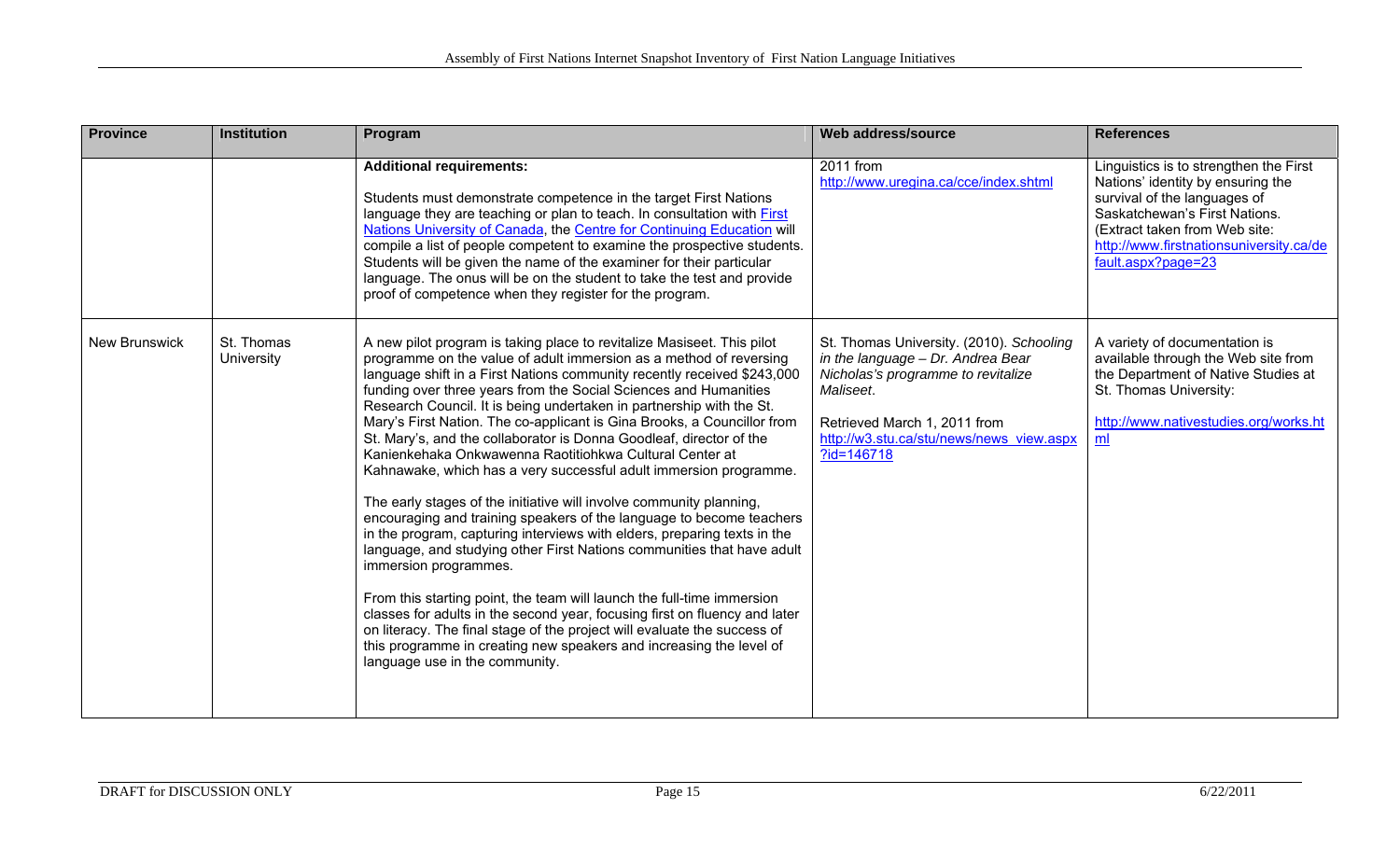| Province | Institution | Program | Web address/source | References |
|---|---|---|---|---|
| | | **Additional requirements:**<br><br>Students must demonstrate competence in the target First Nations language they are teaching or plan to teach. In consultation with First Nations University of Canada, the Centre for Continuing Education will compile a list of people competent to examine the prospective students. Students will be given the name of the examiner for their particular language. The onus will be on the student to take the test and provide proof of competence when they register for the program. | 2011 from http://www.uregina.ca/cce/index.shtml | Linguistics is to strengthen the First Nations' identity by ensuring the survival of the languages of Saskatchewan's First Nations. (Extract taken from Web site: http://www.firstnationsuniversity.ca/default.aspx?page=23 |
| New Brunswick | St. Thomas University | A new pilot program is taking place to revitalize Masiseet. This pilot programme on the value of adult immersion as a method of reversing language shift in a First Nations community recently received $243,000 funding over three years from the Social Sciences and Humanities Research Council. It is being undertaken in partnership with the St. Mary's First Nation. The co-applicant is Gina Brooks, a Councillor from St. Mary's, and the collaborator is Donna Goodleaf, director of the Kanienkehaka Onkwawenna Raotitiohkwa Cultural Center at Kahnawake, which has a very successful adult immersion programme.<br><br>The early stages of the initiative will involve community planning, encouraging and training speakers of the language to become teachers in the program, capturing interviews with elders, preparing texts in the language, and studying other First Nations communities that have adult immersion programmes.<br><br>From this starting point, the team will launch the full-time immersion classes for adults in the second year, focusing first on fluency and later on literacy. The final stage of the project will evaluate the success of this programme in creating new speakers and increasing the level of language use in the community. | St. Thomas University. (2010). *Schooling in the language – Dr. Andrea Bear Nicholas's programme to revitalize Maliseet*.<br><br>Retrieved March 1, 2011 from http://w3.stu.ca/stu/news/news_view.aspx?id=146718 | A variety of documentation is available through the Web site from the Department of Native Studies at St. Thomas University:<br><br>http://www.nativestudies.org/works.html |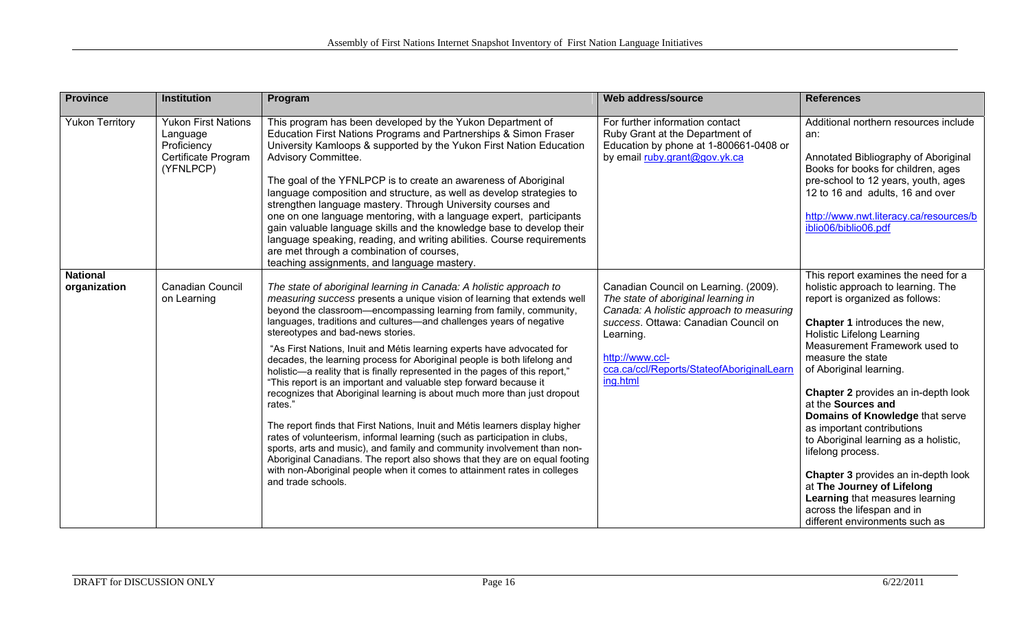| Province | Institution | Program | Web address/source | References |
|---|---|---|---|---|
| Yukon Territory | Yukon First Nations Language Proficiency Certificate Program (YFNLPCP) | This program has been developed by the Yukon Department of Education First Nations Programs and Partnerships & Simon Fraser University Kamloops & supported by the Yukon First Nation Education Advisory Committee.<br><br>The goal of the YFNLPCP is to create an awareness of Aboriginal language composition and structure, as well as develop strategies to strengthen language mastery. Through University courses and one on one language mentoring, with a language expert, participants gain valuable language skills and the knowledge base to develop their language speaking, reading, and writing abilities. Course requirements are met through a combination of courses, teaching assignments, and language mastery. | For further information contact Ruby Grant at the Department of Education by phone at 1-800661-0408 or by email ruby.grant@gov.yk.ca | Additional northern resources include an:<br><br>Annotated Bibliography of Aboriginal Books for books for children, ages pre-school to 12 years, youth, ages 12 to 16 and adults, 16 and over<br><br>http://www.nwt.literacy.ca/resources/biblio06/biblio06.pdf |
| **National organization** | Canadian Council on Learning | *The state of aboriginal learning in Canada: A holistic approach to measuring success* presents a unique vision of learning that extends well beyond the classroom—encompassing learning from family, community, languages, traditions and cultures—and challenges years of negative stereotypes and bad-news stories.<br><br>"As First Nations, Inuit and Métis learning experts have advocated for decades, the learning process for Aboriginal people is both lifelong and holistic—a reality that is finally represented in the pages of this report," "This report is an important and valuable step forward because it recognizes that Aboriginal learning is about much more than just dropout rates."<br><br>The report finds that First Nations, Inuit and Métis learners display higher rates of volunteerism, informal learning (such as participation in clubs, sports, arts and music), and family and community involvement than non-Aboriginal Canadians. The report also shows that they are on equal footing with non-Aboriginal people when it comes to attainment rates in colleges and trade schools. | Canadian Council on Learning. (2009). *The state of aboriginal learning in Canada: A holistic approach to measuring success*. Ottawa: Canadian Council on Learning.<br><br>http://www.ccl-cca.ca/ccl/Reports/StateofAboriginalLearning.html | This report examines the need for a holistic approach to learning. The report is organized as follows:<br><br>**Chapter 1** introduces the new, Holistic Lifelong Learning Measurement Framework used to measure the state of Aboriginal learning.<br><br>**Chapter 2** provides an in-depth look at the **Sources and Domains of Knowledge** that serve as important contributions to Aboriginal learning as a holistic, lifelong process.<br><br>**Chapter 3** provides an in-depth look at **The Journey of Lifelong Learning** that measures learning across the lifespan and in different environments such as |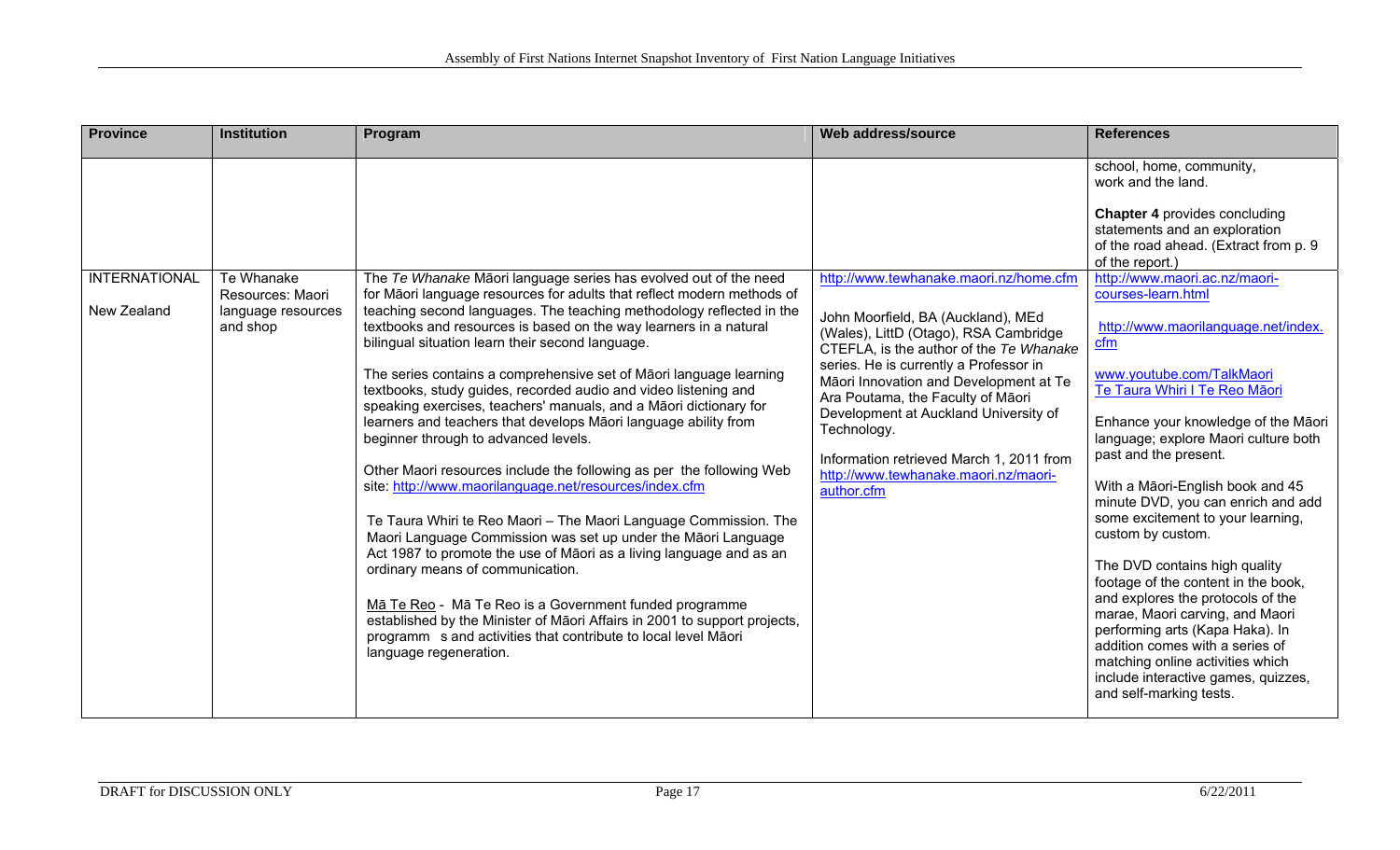| Province | Institution | Program | Web address/source | References |
|---|---|---|---|---|
| | | | | school, home, community, work and the land.<br><br>**Chapter 4** provides concluding statements and an exploration of the road ahead. (Extract from p. 9 of the report.) |
| INTERNATIONAL<br><br>New Zealand | Te Whanake Resources: Maori language resources and shop | The *Te Whanake* Māori language series has evolved out of the need for Māori language resources for adults that reflect modern methods of teaching second languages. The teaching methodology reflected in the textbooks and resources is based on the way learners in a natural bilingual situation learn their second language.<br><br>The series contains a comprehensive set of Māori language learning textbooks, study guides, recorded audio and video listening and speaking exercises, teachers' manuals, and a Māori dictionary for learners and teachers that develops Māori language ability from beginner through to advanced levels.<br><br>Other Maori resources include the following as per the following Web site: http://www.maorilanguage.net/resources/index.cfm<br><br>Te Taura Whiri te Reo Maori – The Maori Language Commission. The Maori Language Commission was set up under the Māori Language Act 1987 to promote the use of Māori as a living language and as an ordinary means of communication.<br><br>Mā Te Reo - Mā Te Reo is a Government funded programme established by the Minister of Māori Affairs in 2001 to support projects, programm s and activities that contribute to local level Māori language regeneration. | http://www.tewhanake.maori.nz/home.cfm<br><br>John Moorfield, BA (Auckland), MEd (Wales), LittD (Otago), RSA Cambridge CTEFLA, is the author of the *Te Whanake* series. He is currently a Professor in Māori Innovation and Development at Te Ara Poutama, the Faculty of Māori Development at Auckland University of Technology.<br><br>Information retrieved March 1, 2011 from http://www.tewhanake.maori.nz/maori-author.cfm | http://www.maori.ac.nz/maori-courses-learn.html<br><br>http://www.maorilanguage.net/index.cfm<br><br>www.youtube.com/TalkMaori<br>Te Taura Whiri I Te Reo Māori<br><br>Enhance your knowledge of the Māori language; explore Maori culture both past and the present.<br><br>With a Māori-English book and 45 minute DVD, you can enrich and add some excitement to your learning, custom by custom.<br><br>The DVD contains high quality footage of the content in the book, and explores the protocols of the marae, Maori carving, and Maori performing arts (Kapa Haka). In addition comes with a series of matching online activities which include interactive games, quizzes, and self-marking tests. |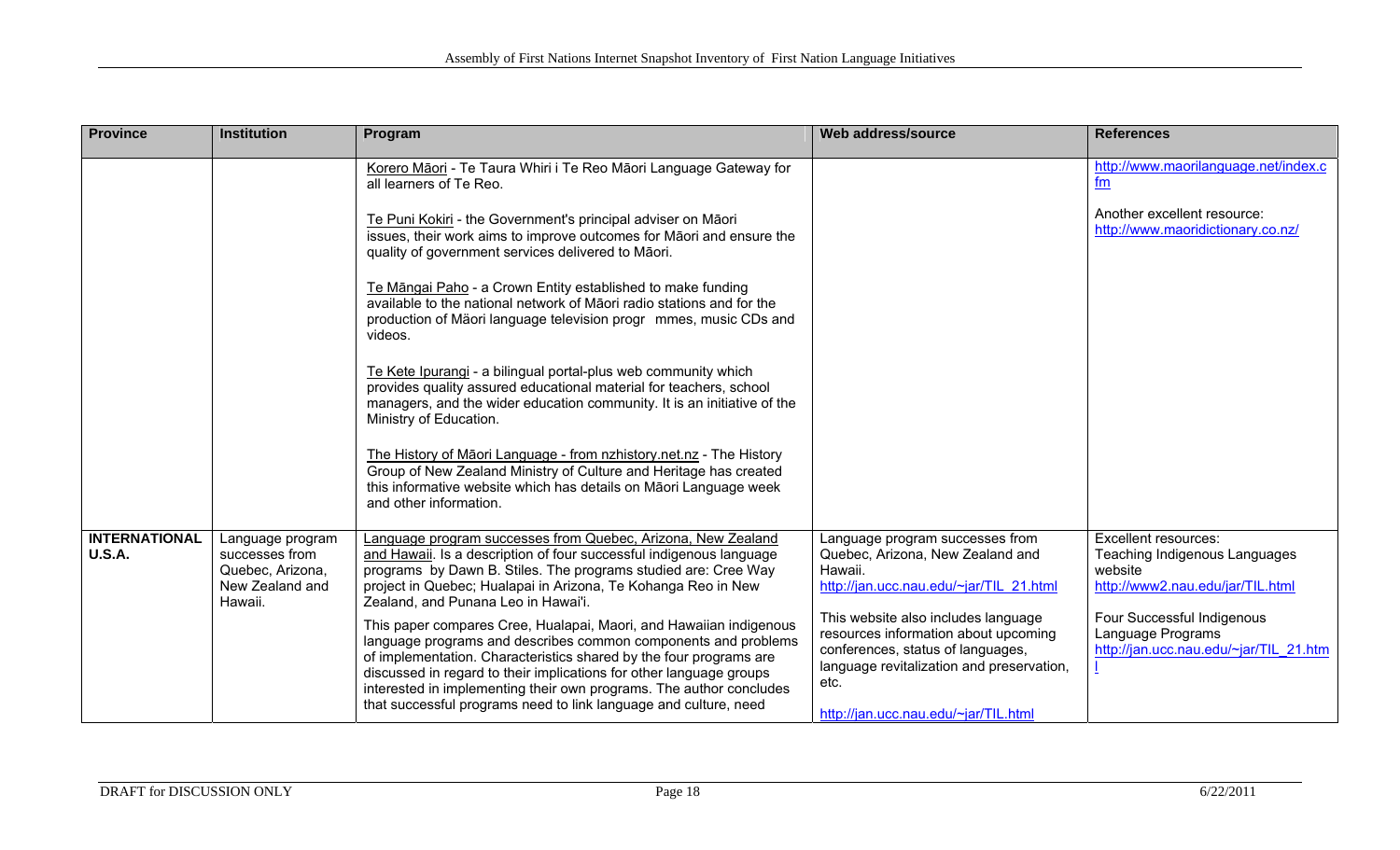| Province | Institution | Program | Web address/source | References |
|---|---|---|---|---|
| | | Korero Māori - Te Taura Whiri i Te Reo Māori Language Gateway for all learners of Te Reo.<br><br>Te Puni Kokiri - the Government's principal adviser on Māori issues, their work aims to improve outcomes for Māori and ensure the quality of government services delivered to Māori.<br><br>Te Māngai Paho - a Crown Entity established to make funding available to the national network of Māori radio stations and for the production of Māori language television progr mmes, music CDs and videos.<br><br>Te Kete Ipurangi - a bilingual portal-plus web community which provides quality assured educational material for teachers, school managers, and the wider education community. It is an initiative of the Ministry of Education.<br><br>The History of Māori Language - from nzhistory.net.nz - The History Group of New Zealand Ministry of Culture and Heritage has created this informative website which has details on Māori Language week and other information. | | http://www.maorilanguage.net/index.cfm<br><br>Another excellent resource: http://www.maoridictionary.co.nz/ |
| **INTERNATIONAL U.S.A.** | Language program successes from Quebec, Arizona, New Zealand and Hawaii. | Language program successes from Quebec, Arizona, New Zealand and Hawaii. Is a description of four successful indigenous language programs by Dawn B. Stiles. The programs studied are: Cree Way project in Quebec; Hualapai in Arizona, Te Kohanga Reo in New Zealand, and Punana Leo in Hawai'i.<br><br>This paper compares Cree, Hualapai, Maori, and Hawaiian indigenous language programs and describes common components and problems of implementation. Characteristics shared by the four programs are discussed in regard to their implications for other language groups interested in implementing their own programs. The author concludes that successful programs need to link language and culture, need | Language program successes from Quebec, Arizona, New Zealand and Hawaii.<br>http://jan.ucc.nau.edu/~jar/TIL_21.html<br><br>This website also includes language resources information about upcoming conferences, status of languages, language revitalization and preservation, etc.<br><br>http://jan.ucc.nau.edu/~jar/TIL.html | Excellent resources:<br>Teaching Indigenous Languages website<br>http://www2.nau.edu/jar/TIL.html<br><br>Four Successful Indigenous Language Programs<br>http://jan.ucc.nau.edu/~jar/TIL_21.html |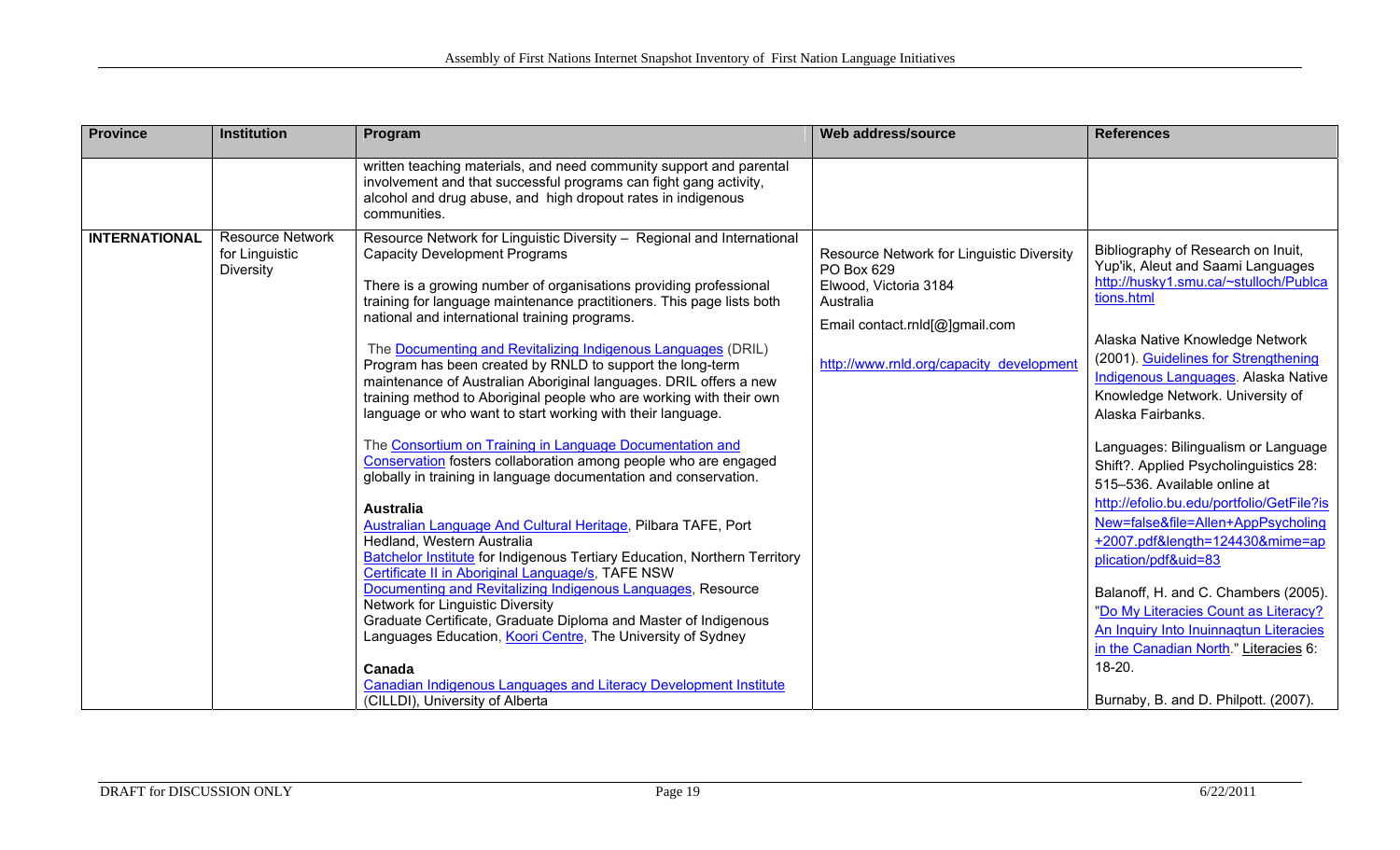| Province | Institution | Program | Web address/source | References |
|---|---|---|---|---|
| | | written teaching materials, and need community support and parental involvement and that successful programs can fight gang activity, alcohol and drug abuse, and high dropout rates in indigenous communities. | | |
| **INTERNATIONAL** | Resource Network for Linguistic Diversity | Resource Network for Linguistic Diversity – Regional and International Capacity Development Programs<br><br>There is a growing number of organisations providing professional training for language maintenance practitioners. This page lists both national and international training programs.<br><br>The Documenting and Revitalizing Indigenous Languages (DRIL) Program has been created by RNLD to support the long-term maintenance of Australian Aboriginal languages. DRIL offers a new training method to Aboriginal people who are working with their own language or who want to start working with their language.<br><br>The Consortium on Training in Language Documentation and Conservation fosters collaboration among people who are engaged globally in training in language documentation and conservation.<br><br>**Australia**<br>Australian Language And Cultural Heritage, Pilbara TAFE, Port Hedland, Western Australia<br>Batchelor Institute for Indigenous Tertiary Education, Northern Territory<br>Certificate II in Aboriginal Language/s, TAFE NSW<br>Documenting and Revitalizing Indigenous Languages, Resource Network for Linguistic Diversity<br>Graduate Certificate, Graduate Diploma and Master of Indigenous Languages Education, Koori Centre, The University of Sydney<br><br>**Canada**<br>Canadian Indigenous Languages and Literacy Development Institute (CILLDI), University of Alberta | Resource Network for Linguistic Diversity<br>PO Box 629<br>Elwood, Victoria 3184<br>Australia<br><br>Email contact.rnld[@]gmail.com<br><br>http://www.rnld.org/capacity_development | Bibliography of Research on Inuit, Yup'ik, Aleut and Saami Languages http://husky1.smu.ca/~stulloch/Publcations.html<br><br>Alaska Native Knowledge Network (2001). Guidelines for Strengthening Indigenous Languages. Alaska Native Knowledge Network. University of Alaska Fairbanks.<br><br>Languages: Bilingualism or Language Shift?. Applied Psycholinguistics 28: 515–536. Available online at http://efolio.bu.edu/portfolio/GetFile?isNew=false&file=Allen+AppPsycholing+2007.pdf&length=124430&mime=application/pdf&uid=83<br><br>Balanoff, H. and C. Chambers (2005). "Do My Literacies Count as Literacy? An Inquiry Into Inuinnaqtun Literacies in the Canadian North." Literacies 6: 18-20.<br><br>Burnaby, B. and D. Philpott. (2007). |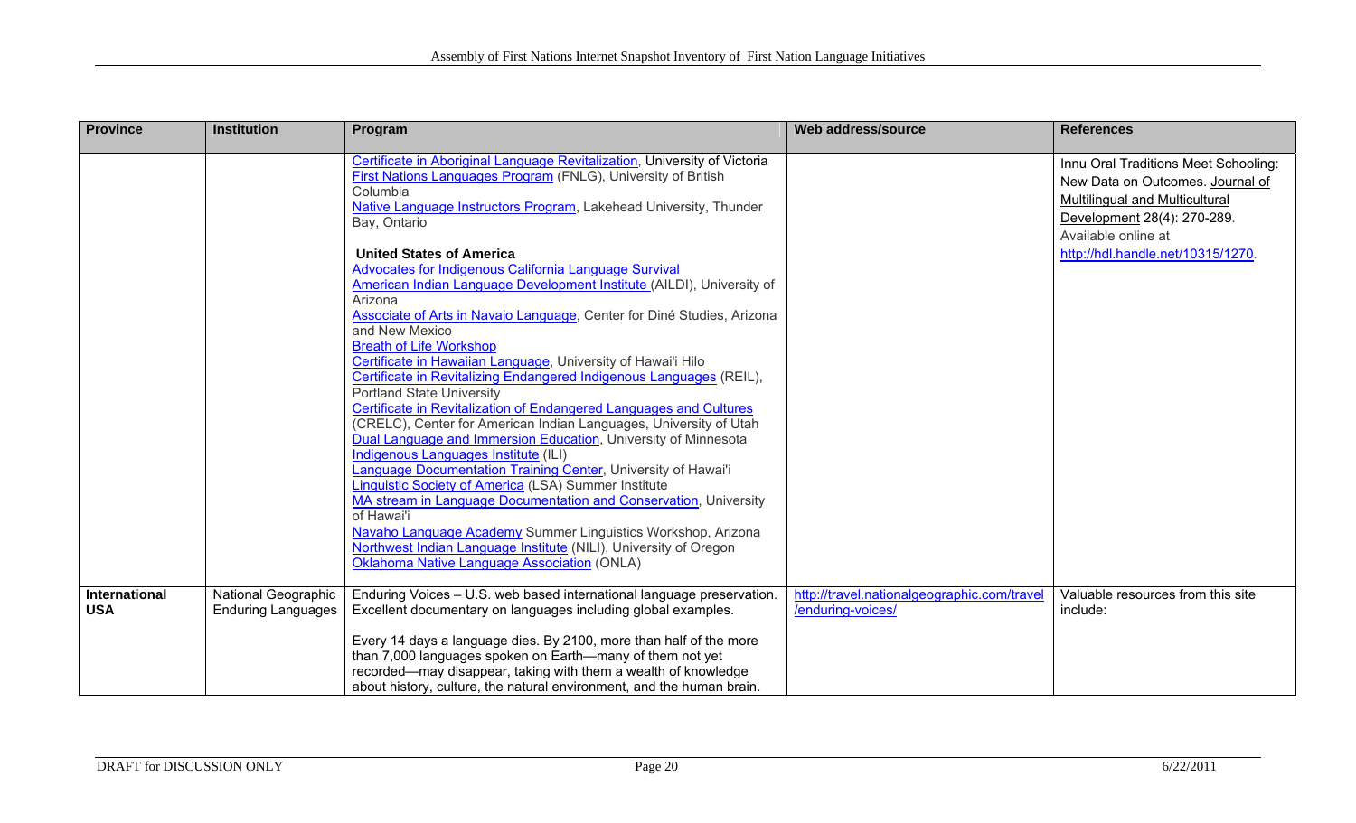| Province | Institution | Program | Web address/source | References |
|---|---|---|---|---|
| | | Certificate in Aboriginal Language Revitalization, University of Victoria<br>First Nations Languages Program (FNLG), University of British Columbia<br>Native Language Instructors Program, Lakehead University, Thunder Bay, Ontario<br><br>**United States of America**<br>Advocates for Indigenous California Language Survival<br>American Indian Language Development Institute (AILDI), University of Arizona<br>Associate of Arts in Navajo Language, Center for Diné Studies, Arizona and New Mexico<br>Breath of Life Workshop<br>Certificate in Hawaiian Language, University of Hawai'i Hilo<br>Certificate in Revitalizing Endangered Indigenous Languages (REIL), Portland State University<br>Certificate in Revitalization of Endangered Languages and Cultures (CRELC), Center for American Indian Languages, University of Utah<br>Dual Language and Immersion Education, University of Minnesota<br>Indigenous Languages Institute (ILI)<br>Language Documentation Training Center, University of Hawai'i<br>Linguistic Society of America (LSA) Summer Institute<br>MA stream in Language Documentation and Conservation, University of Hawai'i<br>Navaho Language Academy Summer Linguistics Workshop, Arizona<br>Northwest Indian Language Institute (NILI), University of Oregon<br>Oklahoma Native Language Association (ONLA) | | Innu Oral Traditions Meet Schooling: New Data on Outcomes. Journal of Multilingual and Multicultural Development 28(4): 270-289. Available online at http://hdl.handle.net/10315/1270. |
| **International USA** | National Geographic Enduring Languages | Enduring Voices – U.S. web based international language preservation. Excellent documentary on languages including global examples.<br><br>Every 14 days a language dies. By 2100, more than half of the more than 7,000 languages spoken on Earth—many of them not yet recorded—may disappear, taking with them a wealth of knowledge about history, culture, the natural environment, and the human brain. | http://travel.nationalgeographic.com/travel/enduring-voices/ | Valuable resources from this site include: |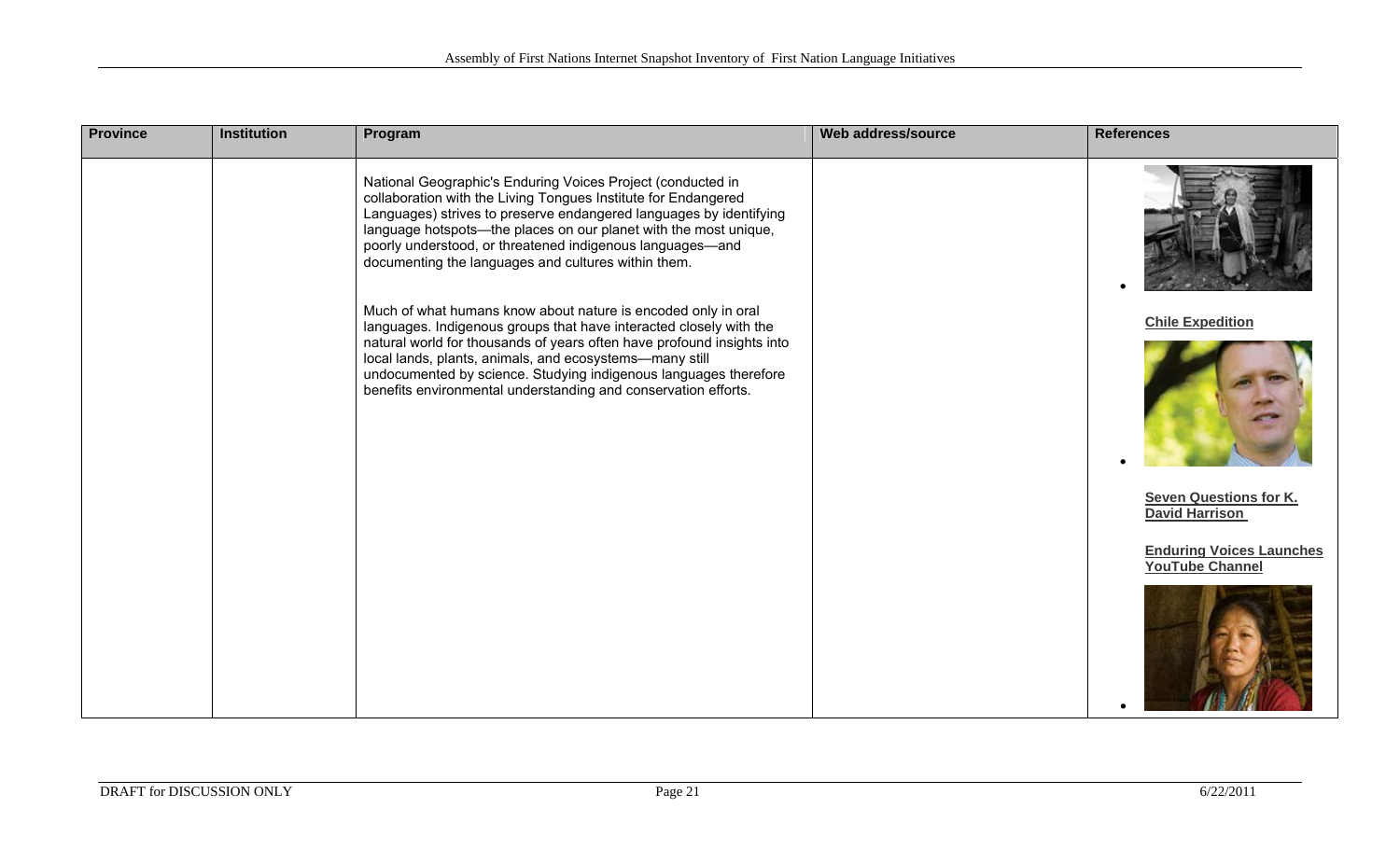| Province | Institution | Program | Web address/source | References |
|---|---|---|---|---|
| | | National Geographic's Enduring Voices Project (conducted in collaboration with the Living Tongues Institute for Endangered Languages) strives to preserve endangered languages by identifying language hotspots—the places on our planet with the most unique, poorly understood, or threatened indigenous languages—and documenting the languages and cultures within them.<br><br>Much of what humans know about nature is encoded only in oral languages. Indigenous groups that have interacted closely with the natural world for thousands of years often have profound insights into local lands, plants, animals, and ecosystems—many still undocumented by science. Studying indigenous languages therefore benefits environmental understanding and conservation efforts. | | • **Chile Expedition**<br><br>• **Seven Questions for K. David Harrison**<br><br>**Enduring Voices Launches YouTube Channel**<br><br>• |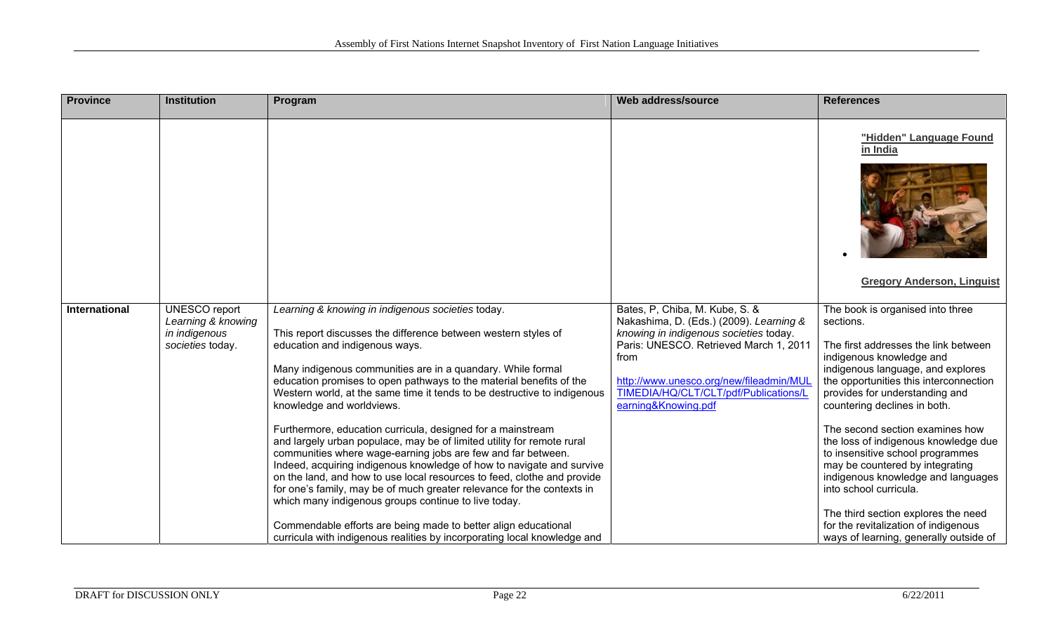| Province | Institution | Program | Web address/source | References |
|---|---|---|---|---|
| | | | | **"Hidden" Language Found in India**<br><br>• <br><br>**Gregory Anderson, Linguist** |
| **International** | UNESCO report *Learning & knowing in indigenous societies* today. | *Learning & knowing in indigenous societies* today.<br><br>This report discusses the difference between western styles of education and indigenous ways.<br><br>Many indigenous communities are in a quandary. While formal education promises to open pathways to the material benefits of the Western world, at the same time it tends to be destructive to indigenous knowledge and worldviews.<br><br>Furthermore, education curricula, designed for a mainstream and largely urban populace, may be of limited utility for remote rural communities where wage-earning jobs are few and far between. Indeed, acquiring indigenous knowledge of how to navigate and survive on the land, and how to use local resources to feed, clothe and provide for one's family, may be of much greater relevance for the contexts in which many indigenous groups continue to live today.<br><br>Commendable efforts are being made to better align educational curricula with indigenous realities by incorporating local knowledge and | Bates, P, Chiba, M. Kube, S. & Nakashima, D. (Eds.) (2009). *Learning & knowing in indigenous societies* today. Paris: UNESCO. Retrieved March 1, 2011 from<br><br>http://www.unesco.org/new/fileadmin/MULTIMEDIA/HQ/CLT/CLT/pdf/Publications/Learning&Knowing.pdf | The book is organised into three sections.<br><br>The first addresses the link between indigenous knowledge and indigenous language, and explores the opportunities this interconnection provides for understanding and countering declines in both.<br><br>The second section examines how the loss of indigenous knowledge due to insensitive school programmes may be countered by integrating indigenous knowledge and languages into school curricula.<br><br>The third section explores the need for the revitalization of indigenous ways of learning, generally outside of |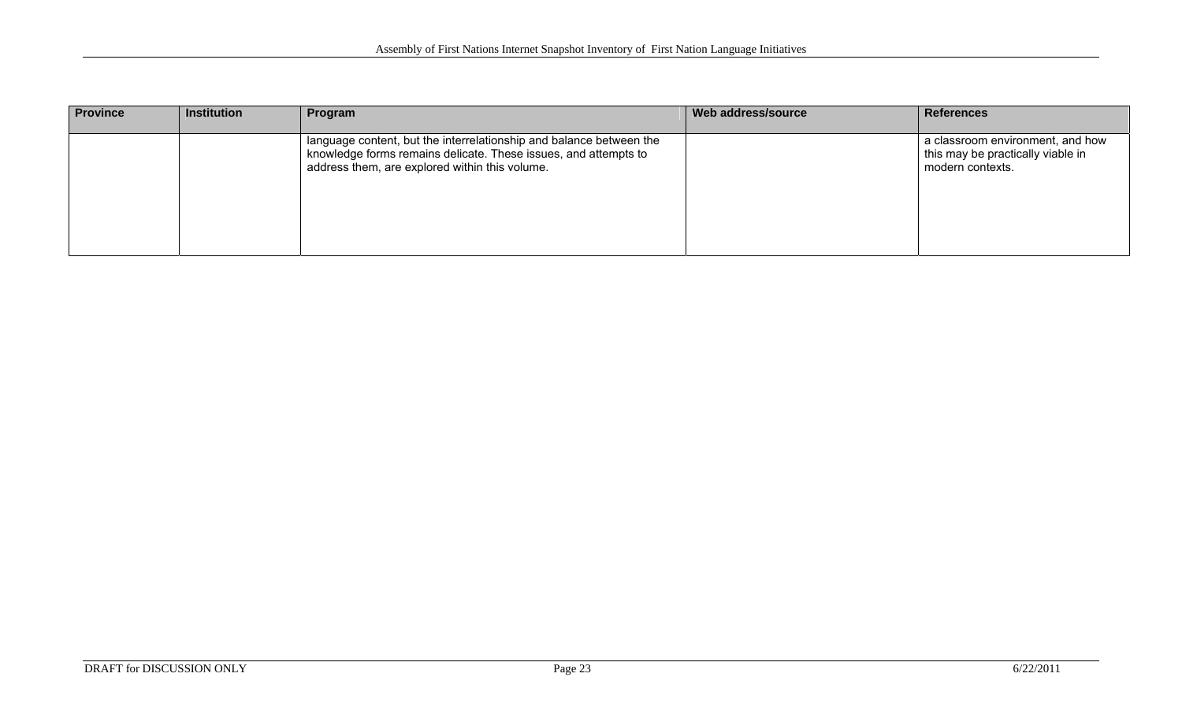| Province | Institution | Program | Web address/source | References |
| --- | --- | --- | --- | --- |
| | | language content, but the interrelationship and balance between the knowledge forms remains delicate. These issues, and attempts to address them, are explored within this volume. | | a classroom environment, and how this may be practically viable in modern contexts. |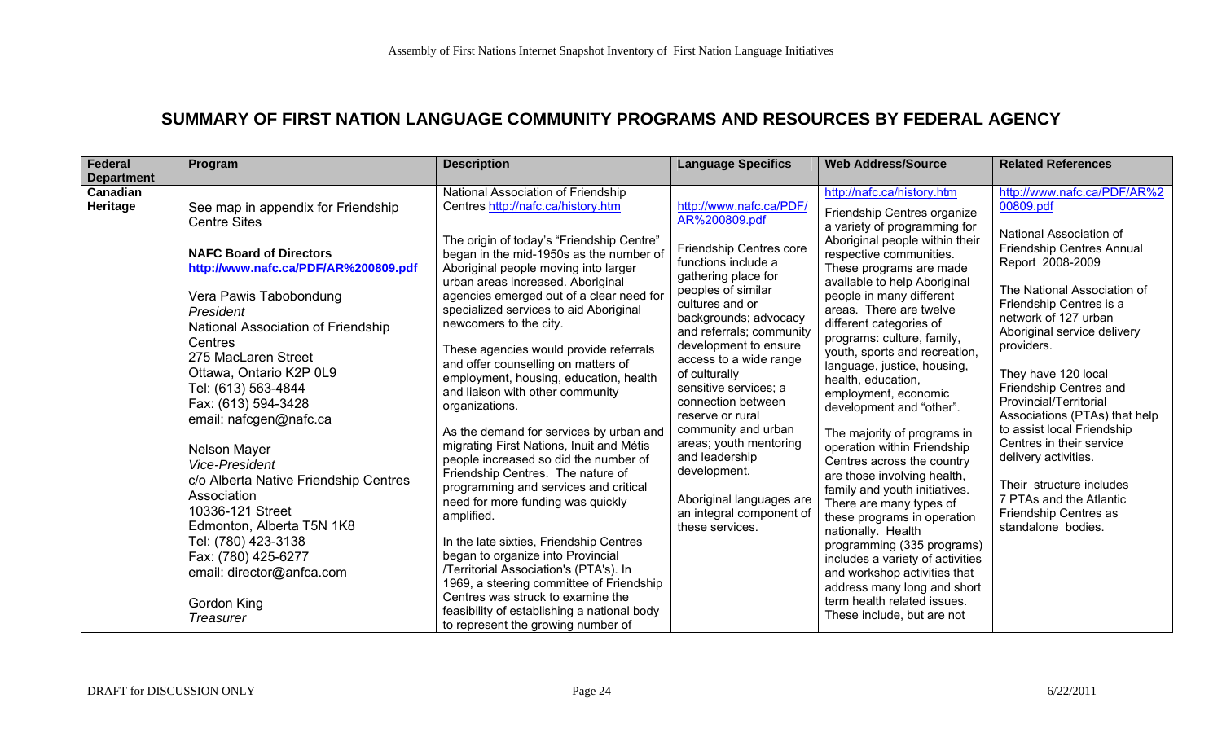## SUMMARY OF FIRST NATION LANGUAGE COMMUNITY PROGRAMS AND RESOURCES BY FEDERAL AGENCY

| Federal Department | Program | Description | Language Specifics | Web Address/Source | Related References |
|---|---|---|---|---|---|
| **Canadian Heritage** | See map in appendix for Friendship Centre Sites<br><br>**NAFC Board of Directors**<br>**http://www.nafc.ca/PDF/AR%200809.pdf**<br><br>Vera Pawis Tabobondung<br>*President*<br>National Association of Friendship Centres<br>275 MacLaren Street<br>Ottawa, Ontario K2P 0L9<br>Tel: (613) 563-4844<br>Fax: (613) 594-3428<br>email: nafcgen@nafc.ca<br><br>Nelson Mayer<br>*Vice-President*<br>c/o Alberta Native Friendship Centres Association<br>10336-121 Street<br>Edmonton, Alberta T5N 1K8<br>Tel: (780) 423-3138<br>Fax: (780) 425-6277<br>email: director@anfca.com<br><br>Gordon King<br>*Treasurer* | National Association of Friendship Centres http://nafc.ca/history.htm<br><br>The origin of today's "Friendship Centre" began in the mid-1950s as the number of Aboriginal people moving into larger urban areas increased. Aboriginal agencies emerged out of a clear need for specialized services to aid Aboriginal newcomers to the city.<br><br>These agencies would provide referrals and offer counselling on matters of employment, housing, education, health and liaison with other community organizations.<br><br>As the demand for services by urban and migrating First Nations, Inuit and Métis people increased so did the number of Friendship Centres. The nature of programming and services and critical need for more funding was quickly amplified.<br><br>In the late sixties, Friendship Centres began to organize into Provincial /Territorial Association's (PTA's). In 1969, a steering committee of Friendship Centres was struck to examine the feasibility of establishing a national body to represent the growing number of | http://www.nafc.ca/PDF/AR%200809.pdf<br><br>Friendship Centres core functions include a gathering place for peoples of similar cultures and or backgrounds; advocacy and referrals; community development to ensure access to a wide range of culturally sensitive services; a connection between reserve or rural community and urban areas; youth mentoring and leadership development.<br><br>Aboriginal languages are an integral component of these services. | http://nafc.ca/history.htm<br><br>Friendship Centres organize a variety of programming for Aboriginal people within their respective communities. These programs are made available to help Aboriginal people in many different areas. There are twelve different categories of programs: culture, family, youth, sports and recreation, language, justice, housing, health, education, employment, economic development and "other".<br><br>The majority of programs in operation within Friendship Centres across the country are those involving health, family and youth initiatives. There are many types of these programs in operation nationally. Health programming (335 programs) includes a variety of activities and workshop activities that address many long and short term health related issues. These include, but are not | http://www.nafc.ca/PDF/AR%200809.pdf<br><br>National Association of Friendship Centres Annual Report 2008-2009<br><br>The National Association of Friendship Centres is a network of 127 urban Aboriginal service delivery providers.<br><br>They have 120 local Friendship Centres and Provincial/Territorial Associations (PTAs) that help to assist local Friendship Centres in their service delivery activities.<br><br>Their structure includes 7 PTAs and the Atlantic Friendship Centres as standalone bodies. |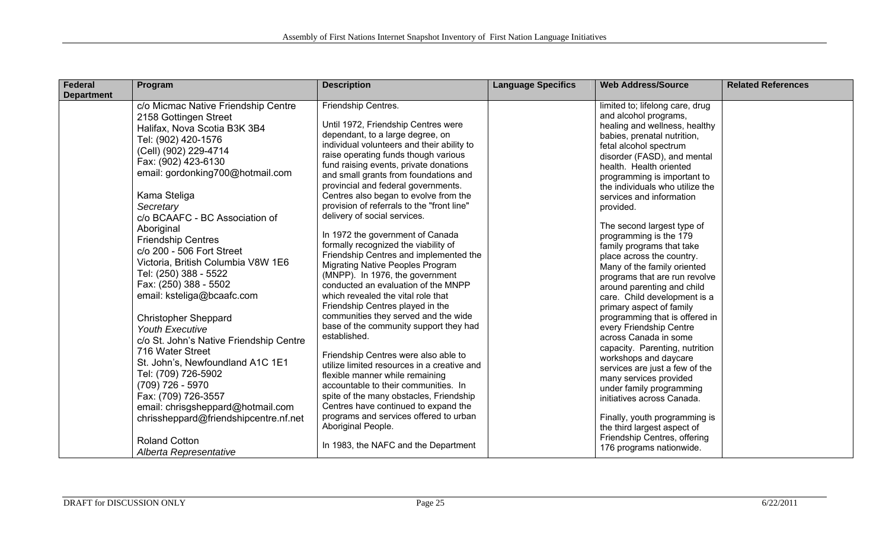| Federal Department | Program | Description | Language Specifics | Web Address/Source | Related References |
|---|---|---|---|---|---|
| | c/o Micmac Native Friendship Centre<br>2158 Gottingen Street<br>Halifax, Nova Scotia B3K 3B4<br>Tel: (902) 420-1576<br>(Cell) (902) 229-4714<br>Fax: (902) 423-6130<br>email: gordonking700@hotmail.com<br><br>Kama Steliga<br>*Secretary*<br>c/o BCAAFC - BC Association of Aboriginal Friendship Centres<br>c/o 200 - 506 Fort Street<br>Victoria, British Columbia V8W 1E6<br>Tel: (250) 388 - 5522<br>Fax: (250) 388 - 5502<br>email: ksteliga@bcaafc.com<br><br>Christopher Sheppard<br>*Youth Executive*<br>c/o St. John's Native Friendship Centre<br>716 Water Street<br>St. John's, Newfoundland A1C 1E1<br>Tel: (709) 726-5902<br>(709) 726 - 5970<br>Fax: (709) 726-3557<br>email: chrisgsheppard@hotmail.com<br>chrissheppard@friendshipcentre.nf.net<br><br>Roland Cotton<br>*Alberta Representative* | Friendship Centres.<br><br>Until 1972, Friendship Centres were dependant, to a large degree, on individual volunteers and their ability to raise operating funds though various fund raising events, private donations and small grants from foundations and provincial and federal governments. Centres also began to evolve from the provision of referrals to the "front line" delivery of social services.<br><br>In 1972 the government of Canada formally recognized the viability of Friendship Centres and implemented the Migrating Native Peoples Program (MNPP). In 1976, the government conducted an evaluation of the MNPP which revealed the vital role that Friendship Centres played in the communities they served and the wide base of the community support they had established.<br><br>Friendship Centres were also able to utilize limited resources in a creative and flexible manner while remaining accountable to their communities. In spite of the many obstacles, Friendship Centres have continued to expand the programs and services offered to urban Aboriginal People.<br><br>In 1983, the NAFC and the Department | | limited to; lifelong care, drug and alcohol programs, healing and wellness, healthy babies, prenatal nutrition, fetal alcohol spectrum disorder (FASD), and mental health. Health oriented programming is important to the individuals who utilize the services and information provided.<br><br>The second largest type of programming is the 179 family programs that take place across the country. Many of the family oriented programs that are run revolve around parenting and child care. Child development is a primary aspect of family programming that is offered in every Friendship Centre across Canada in some capacity. Parenting, nutrition workshops and daycare services are just a few of the many services provided under family programming initiatives across Canada.<br><br>Finally, youth programming is the third largest aspect of Friendship Centres, offering 176 programs nationwide. | |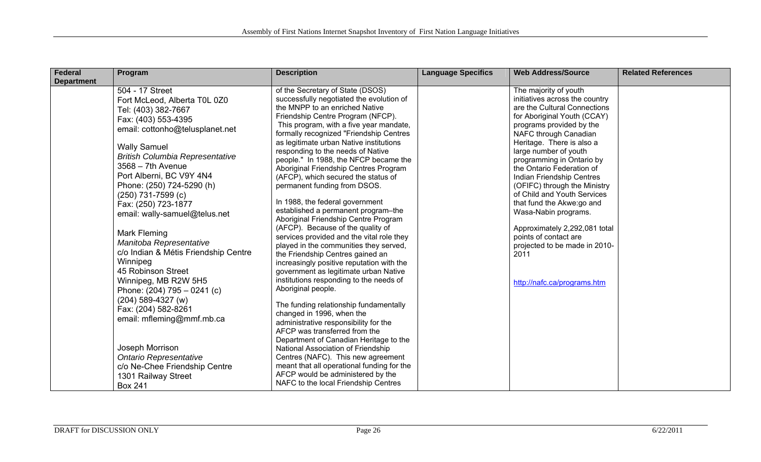| Federal Department | Program | Description | Language Specifics | Web Address/Source | Related References |
|---|---|---|---|---|---|
| | 504 - 17 Street<br>Fort McLeod, Alberta T0L 0Z0<br>Tel: (403) 382-7667<br>Fax: (403) 553-4395<br>email: cottonho@telusplanet.net<br><br>Wally Samuel<br>*British Columbia Representative*<br>3568 – 7th Avenue<br>Port Alberni, BC V9Y 4N4<br>Phone: (250) 724-5290 (h)<br>(250) 731-7599 (c)<br>Fax: (250) 723-1877<br>email: wally-samuel@telus.net<br><br>Mark Fleming<br>*Manitoba Representative*<br>c/o Indian & Métis Friendship Centre Winnipeg<br>45 Robinson Street<br>Winnipeg, MB R2W 5H5<br>Phone: (204) 795 – 0241 (c)<br>(204) 589-4327 (w)<br>Fax: (204) 582-8261<br>email: mfleming@mmf.mb.ca<br><br>Joseph Morrison<br>*Ontario Representative*<br>c/o Ne-Chee Friendship Centre<br>1301 Railway Street<br>Box 241 | of the Secretary of State (DSOS) successfully negotiated the evolution of the MNPP to an enriched Native Friendship Centre Program (NFCP). This program, with a five year mandate, formally recognized "Friendship Centres as legitimate urban Native institutions responding to the needs of Native people." In 1988, the NFCP became the Aboriginal Friendship Centres Program (AFCP), which secured the status of permanent funding from DSOS.<br><br>In 1988, the federal government established a permanent program–the Aboriginal Friendship Centre Program (AFCP). Because of the quality of services provided and the vital role they played in the communities they served, the Friendship Centres gained an increasingly positive reputation with the government as legitimate urban Native institutions responding to the needs of Aboriginal people.<br><br>The funding relationship fundamentally changed in 1996, when the administrative responsibility for the AFCP was transferred from the Department of Canadian Heritage to the National Association of Friendship Centres (NAFC). This new agreement meant that all operational funding for the AFCP would be administered by the NAFC to the local Friendship Centres | | The majority of youth initiatives across the country are the Cultural Connections for Aboriginal Youth (CCAY) programs provided by the NAFC through Canadian Heritage. There is also a large number of youth programming in Ontario by the Ontario Federation of Indian Friendship Centres (OFIFC) through the Ministry of Child and Youth Services that fund the Akwe:go and Wasa-Nabin programs.<br><br>Approximately 2,292,081 total points of contact are projected to be made in 2010-2011<br><br>http://nafc.ca/programs.htm | |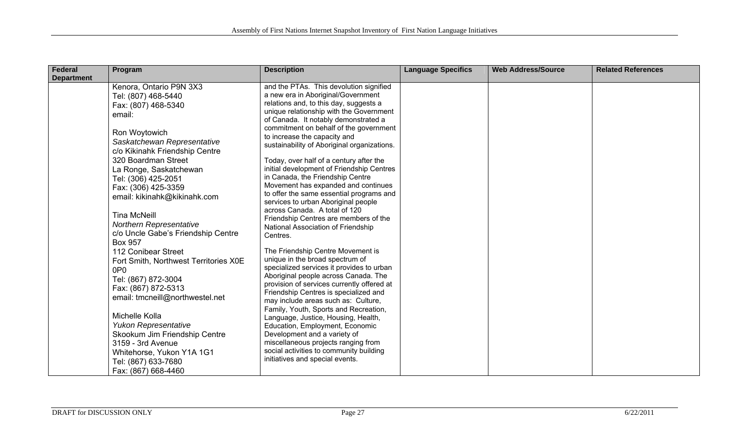| Federal Department | Program | Description | Language Specifics | Web Address/Source | Related References |
|---|---|---|---|---|---|
| | Kenora, Ontario P9N 3X3<br>Tel: (807) 468-5440<br>Fax: (807) 468-5340<br>email:<br><br>Ron Woytowich<br>*Saskatchewan Representative*<br>c/o Kikinahk Friendship Centre<br>320 Boardman Street<br>La Ronge, Saskatchewan<br>Tel: (306) 425-2051<br>Fax: (306) 425-3359<br>email: kikinahk@kikinahk.com<br><br>Tina McNeill<br>*Northern Representative*<br>c/o Uncle Gabe's Friendship Centre<br>Box 957<br>112 Conibear Street<br>Fort Smith, Northwest Territories X0E 0P0<br>Tel: (867) 872-3004<br>Fax: (867) 872-5313<br>email: tmcneill@northwestel.net<br><br>Michelle Kolla<br>*Yukon Representative*<br>Skookum Jim Friendship Centre<br>3159 - 3rd Avenue<br>Whitehorse, Yukon Y1A 1G1<br>Tel: (867) 633-7680<br>Fax: (867) 668-4460 | and the PTAs. This devolution signified a new era in Aboriginal/Government relations and, to this day, suggests a unique relationship with the Government of Canada. It notably demonstrated a commitment on behalf of the government to increase the capacity and sustainability of Aboriginal organizations.<br><br>Today, over half of a century after the initial development of Friendship Centres in Canada, the Friendship Centre Movement has expanded and continues to offer the same essential programs and services to urban Aboriginal people across Canada. A total of 120 Friendship Centres are members of the National Association of Friendship Centres.<br><br>The Friendship Centre Movement is unique in the broad spectrum of specialized services it provides to urban Aboriginal people across Canada. The provision of services currently offered at Friendship Centres is specialized and may include areas such as: Culture, Family, Youth, Sports and Recreation, Language, Justice, Housing, Health, Education, Employment, Economic Development and a variety of miscellaneous projects ranging from social activities to community building initiatives and special events. | | | |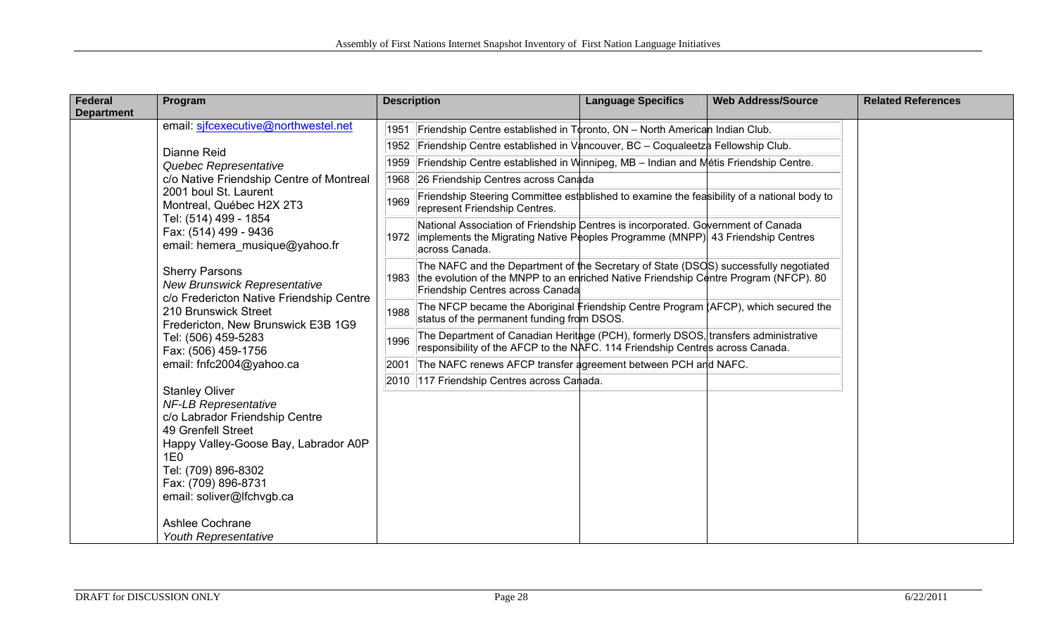| Federal Department | Program | Description | Language Specifics | Web Address/Source | Related References |
|---|---|---|---|---|---|
| | email: sjfcexecutive@northwestel.net<br><br>Dianne Reid<br>*Quebec Representative*<br>c/o Native Friendship Centre of Montreal<br>2001 boul St. Laurent<br>Montreal, Québec H2X 2T3<br>Tel: (514) 499 - 1854<br>Fax: (514) 499 - 9436<br>email: hemera_musique@yahoo.fr<br><br>Sherry Parsons<br>*New Brunswick Representative*<br>c/o Fredericton Native Friendship Centre<br>210 Brunswick Street<br>Fredericton, New Brunswick E3B 1G9<br>Tel: (506) 459-5283<br>Fax: (506) 459-1756<br>email: fnfc2004@yahoo.ca<br><br>Stanley Oliver<br>*NF-LB Representative*<br>c/o Labrador Friendship Centre<br>49 Grenfell Street<br>Happy Valley-Goose Bay, Labrador A0P 1E0<br>Tel: (709) 896-8302<br>Fax: (709) 896-8731<br>email: soliver@lfchvgb.ca<br><br>Ashlee Cochrane<br>*Youth Representative* | 1951 Friendship Centre established in Toronto, ON – North American Indian Club.<br>1952 Friendship Centre established in Vancouver, BC – Coqualeetza Fellowship Club.<br>1959 Friendship Centre established in Winnipeg, MB – Indian and Métis Friendship Centre.<br>1968 26 Friendship Centres across Canada<br>1969 Friendship Steering Committee established to examine the feasibility of a national body to represent Friendship Centres.<br>1972 National Association of Friendship Centres is incorporated. Government of Canada implements the Migrating Native Peoples Programme (MNPP). 43 Friendship Centres across Canada.<br>1983 The NAFC and the Department of the Secretary of State (DSOS) successfully negotiated the evolution of the MNPP to an enriched Native Friendship Centre Program (NFCP). 80 Friendship Centres across Canada<br>1988 The NFCP became the Aboriginal Friendship Centre Program (AFCP), which secured the status of the permanent funding from DSOS.<br>1996 The Department of Canadian Heritage (PCH), formerly DSOS, transfers administrative responsibility of the AFCP to the NAFC. 114 Friendship Centres across Canada.<br>2001 The NAFC renews AFCP transfer agreement between PCH and NAFC.<br>2010 117 Friendship Centres across Canada. | | | |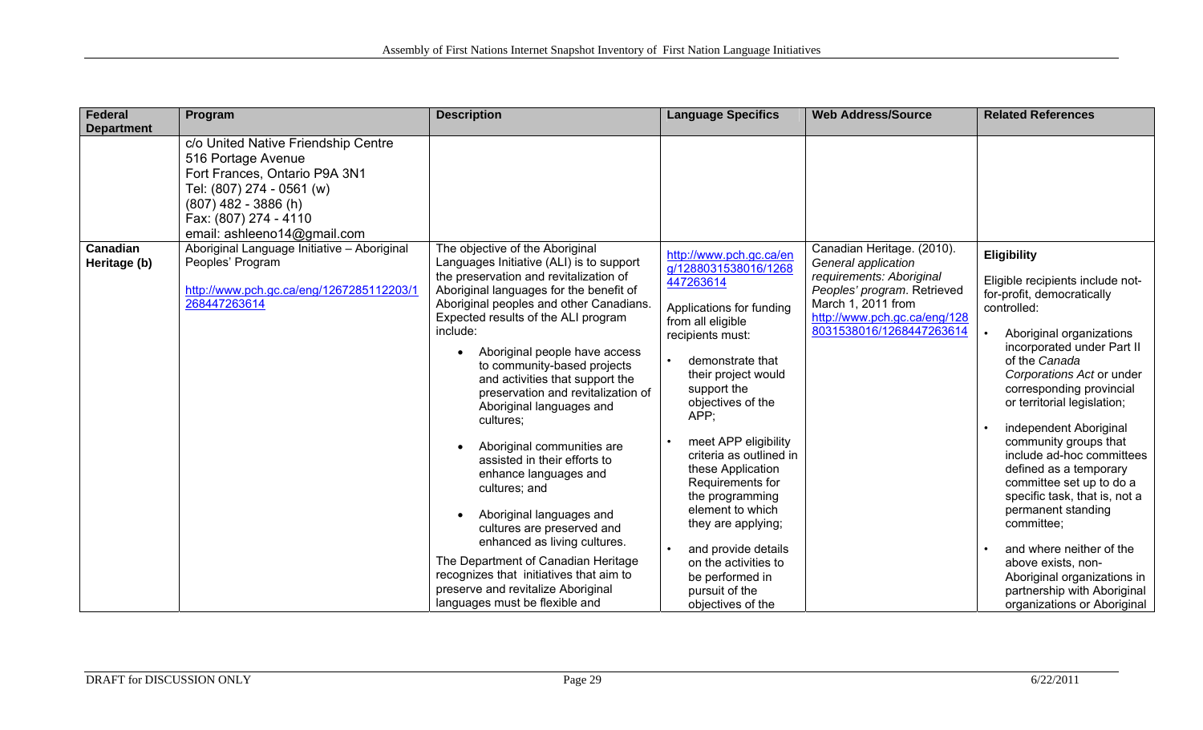| Federal Department | Program | Description | Language Specifics | Web Address/Source | Related References |
|---|---|---|---|---|---|
| | c/o United Native Friendship Centre<br>516 Portage Avenue<br>Fort Frances, Ontario P9A 3N1<br>Tel: (807) 274 - 0561 (w)<br>(807) 482 - 3886 (h)<br>Fax: (807) 274 - 4110<br>email: ashleeno14@gmail.com | | | | |
| **Canadian Heritage (b)** | Aboriginal Language Initiative – Aboriginal Peoples' Program<br><br>http://www.pch.gc.ca/eng/1267285112203/1268447263614 | The objective of the Aboriginal Languages Initiative (ALI) is to support the preservation and revitalization of Aboriginal languages for the benefit of Aboriginal peoples and other Canadians. Expected results of the ALI program include:<br>• Aboriginal people have access to community-based projects and activities that support the preservation and revitalization of Aboriginal languages and cultures;<br>• Aboriginal communities are assisted in their efforts to enhance languages and cultures; and<br>• Aboriginal languages and cultures are preserved and enhanced as living cultures.<br>The Department of Canadian Heritage recognizes that initiatives that aim to preserve and revitalize Aboriginal languages must be flexible and | http://www.pch.gc.ca/eng/1288031538016/1268447263614<br><br>Applications for funding from all eligible recipients must:<br>• demonstrate that their project would support the objectives of the APP;<br>• meet APP eligibility criteria as outlined in these Application Requirements for the programming element to which they are applying;<br>• and provide details on the activities to be performed in pursuit of the objectives of the | Canadian Heritage. (2010). *General application requirements: Aboriginal Peoples' program*. Retrieved March 1, 2011 from http://www.pch.gc.ca/eng/1288031538016/1268447263614 | **Eligibility**<br><br>Eligible recipients include not-for-profit, democratically controlled:<br>• Aboriginal organizations incorporated under Part II of the *Canada Corporations Act* or under corresponding provincial or territorial legislation;<br>• independent Aboriginal community groups that include ad-hoc committees defined as a temporary committee set up to do a specific task, that is, not a permanent standing committee;<br>• and where neither of the above exists, non-Aboriginal organizations in partnership with Aboriginal organizations or Aboriginal |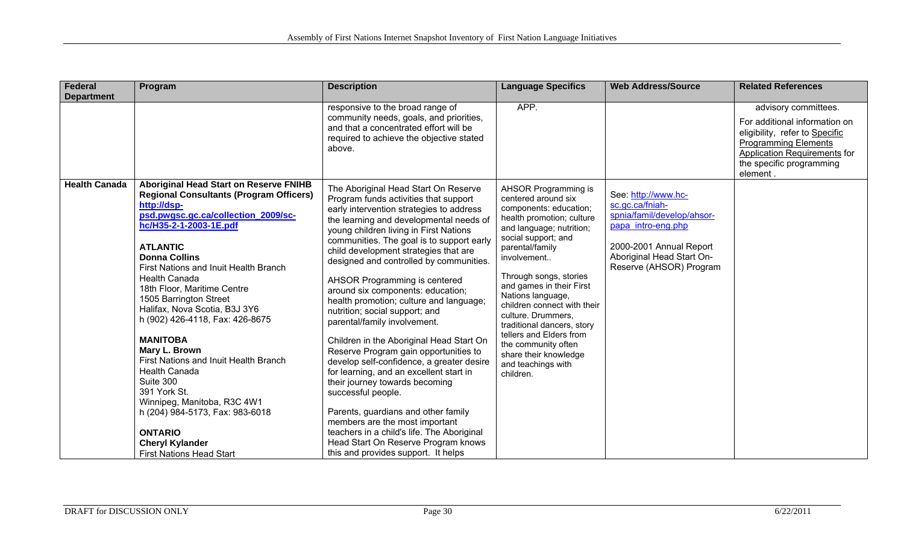| Federal Department | Program | Description | Language Specifics | Web Address/Source | Related References |
|---|---|---|---|---|---|
| | | responsive to the broad range of community needs, goals, and priorities, and that a concentrated effort will be required to achieve the objective stated above. | APP. | | advisory committees.<br><br>For additional information on eligibility, refer to Specific Programming Elements Application Requirements for the specific programming element . |
| **Health Canada** | **Aboriginal Head Start on Reserve FNIHB Regional Consultants (Program Officers)**<br>**http://dsp-psd.pwgsc.gc.ca/collection_2009/sc-hc/H35-2-1-2003-1E.pdf**<br><br>**ATLANTIC**<br>**Donna Collins**<br>First Nations and Inuit Health Branch<br>Health Canada<br>18th Floor, Maritime Centre<br>1505 Barrington Street<br>Halifax, Nova Scotia, B3J 3Y6<br>h (902) 426-4118, Fax: 426-8675<br><br>**MANITOBA**<br>**Mary L. Brown**<br>First Nations and Inuit Health Branch<br>Health Canada<br>Suite 300<br>391 York St.<br>Winnipeg, Manitoba, R3C 4W1<br>h (204) 984-5173, Fax: 983-6018<br><br>**ONTARIO**<br>**Cheryl Kylander**<br>First Nations Head Start | The Aboriginal Head Start On Reserve Program funds activities that support early intervention strategies to address the learning and developmental needs of young children living in First Nations communities. The goal is to support early child development strategies that are designed and controlled by communities.<br><br>AHSOR Programming is centered around six components: education; health promotion; culture and language; nutrition; social support; and parental/family involvement.<br><br>Children in the Aboriginal Head Start On Reserve Program gain opportunities to develop self-confidence, a greater desire for learning, and an excellent start in their journey towards becoming successful people.<br><br>Parents, guardians and other family members are the most important teachers in a child's life. The Aboriginal Head Start On Reserve Program knows this and provides support. It helps | AHSOR Programming is centered around six components: education; health promotion; culture and language; nutrition; social support; and parental/family involvement..<br><br>Through songs, stories and games in their First Nations language, children connect with their culture. Drummers, traditional dancers, story tellers and Elders from the community often share their knowledge and teachings with children. | See: http://www.hc-sc.gc.ca/fniah-spnia/famil/develop/ahsor-papa_intro-eng.php<br><br>2000-2001 Annual Report Aboriginal Head Start On-Reserve (AHSOR) Program | |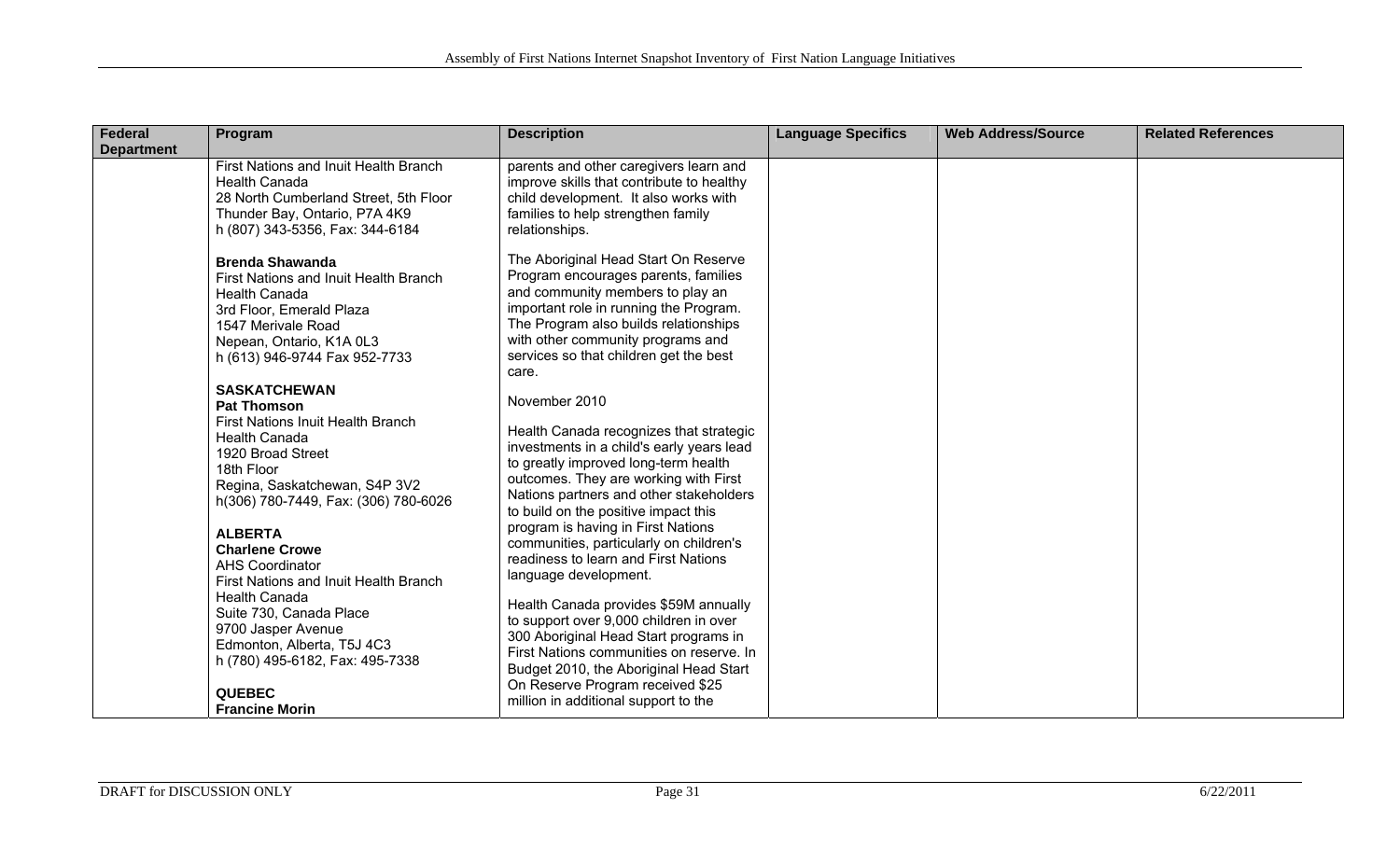| Federal Department | Program | Description | Language Specifics | Web Address/Source | Related References |
|---|---|---|---|---|---|
| | First Nations and Inuit Health Branch<br>Health Canada<br>28 North Cumberland Street, 5th Floor<br>Thunder Bay, Ontario, P7A 4K9<br>h (807) 343-5356, Fax: 344-6184<br><br>**Brenda Shawanda**<br>First Nations and Inuit Health Branch<br>Health Canada<br>3rd Floor, Emerald Plaza<br>1547 Merivale Road<br>Nepean, Ontario, K1A 0L3<br>h (613) 946-9744 Fax 952-7733<br><br>**SASKATCHEWAN**<br>**Pat Thomson**<br>First Nations Inuit Health Branch<br>Health Canada<br>1920 Broad Street<br>18th Floor<br>Regina, Saskatchewan, S4P 3V2<br>h(306) 780-7449, Fax: (306) 780-6026<br><br>**ALBERTA**<br>**Charlene Crowe**<br>AHS Coordinator<br>First Nations and Inuit Health Branch<br>Health Canada<br>Suite 730, Canada Place<br>9700 Jasper Avenue<br>Edmonton, Alberta, T5J 4C3<br>h (780) 495-6182, Fax: 495-7338<br><br>**QUEBEC**<br>**Francine Morin** | parents and other caregivers learn and improve skills that contribute to healthy child development. It also works with families to help strengthen family relationships.<br><br>The Aboriginal Head Start On Reserve Program encourages parents, families and community members to play an important role in running the Program. The Program also builds relationships with other community programs and services so that children get the best care.<br><br>November 2010<br><br>Health Canada recognizes that strategic investments in a child's early years lead to greatly improved long-term health outcomes. They are working with First Nations partners and other stakeholders to build on the positive impact this program is having in First Nations communities, particularly on children's readiness to learn and First Nations language development.<br><br>Health Canada provides $59M annually to support over 9,000 children in over 300 Aboriginal Head Start programs in First Nations communities on reserve. In Budget 2010, the Aboriginal Head Start On Reserve Program received $25 million in additional support to the | | | |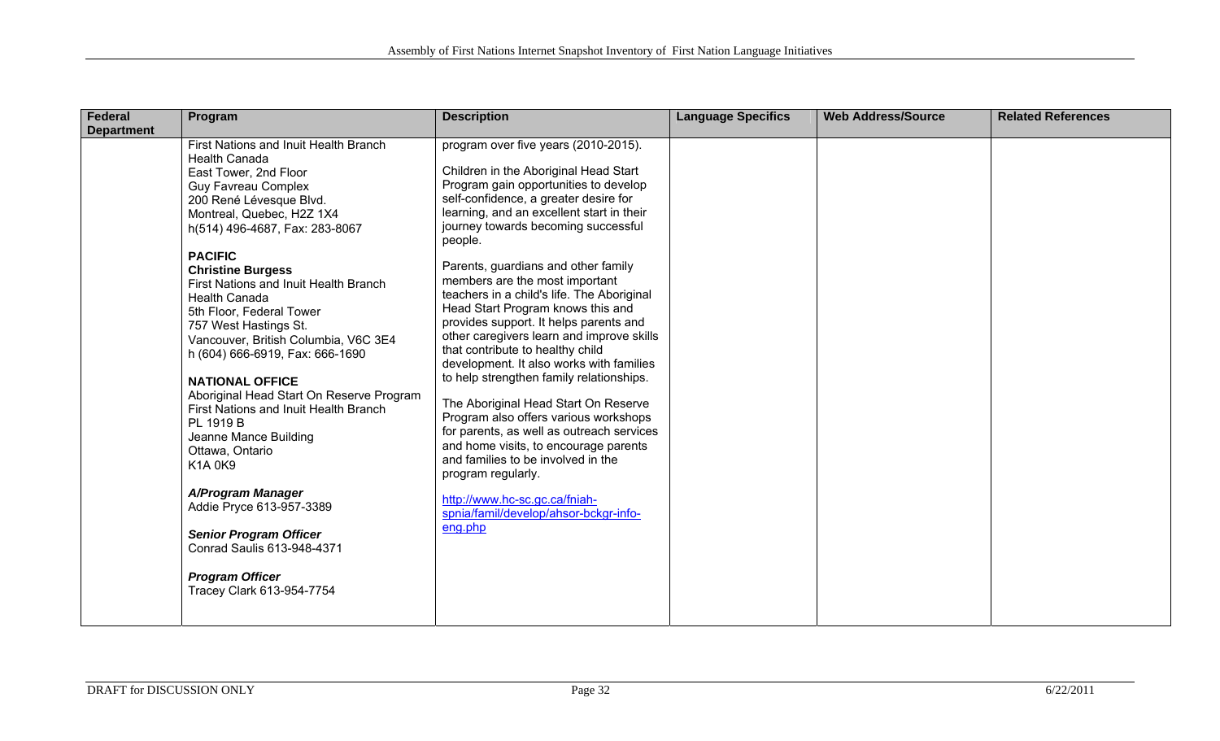| Federal Department | Program | Description | Language Specifics | Web Address/Source | Related References |
|---|---|---|---|---|---|
| | First Nations and Inuit Health Branch<br>Health Canada<br>East Tower, 2nd Floor<br>Guy Favreau Complex<br>200 René Lévesque Blvd.<br>Montreal, Quebec, H2Z 1X4<br>h(514) 496-4687, Fax: 283-8067<br><br>**PACIFIC**<br>**Christine Burgess**<br>First Nations and Inuit Health Branch<br>Health Canada<br>5th Floor, Federal Tower<br>757 West Hastings St.<br>Vancouver, British Columbia, V6C 3E4<br>h (604) 666-6919, Fax: 666-1690<br><br>**NATIONAL OFFICE**<br>Aboriginal Head Start On Reserve Program<br>First Nations and Inuit Health Branch<br>PL 1919 B<br>Jeanne Mance Building<br>Ottawa, Ontario<br>K1A 0K9<br><br>***A/Program Manager***<br>Addie Pryce 613-957-3389<br><br>***Senior Program Officer***<br>Conrad Saulis 613-948-4371<br><br>***Program Officer***<br>Tracey Clark 613-954-7754 | program over five years (2010-2015).<br><br>Children in the Aboriginal Head Start Program gain opportunities to develop self-confidence, a greater desire for learning, and an excellent start in their journey towards becoming successful people.<br><br>Parents, guardians and other family members are the most important teachers in a child's life. The Aboriginal Head Start Program knows this and provides support. It helps parents and other caregivers learn and improve skills that contribute to healthy child development. It also works with families to help strengthen family relationships.<br><br>The Aboriginal Head Start On Reserve Program also offers various workshops for parents, as well as outreach services and home visits, to encourage parents and families to be involved in the program regularly.<br><br>http://www.hc-sc.gc.ca/fniah-spnia/famil/develop/ahsor-bckgr-info-eng.php | | | |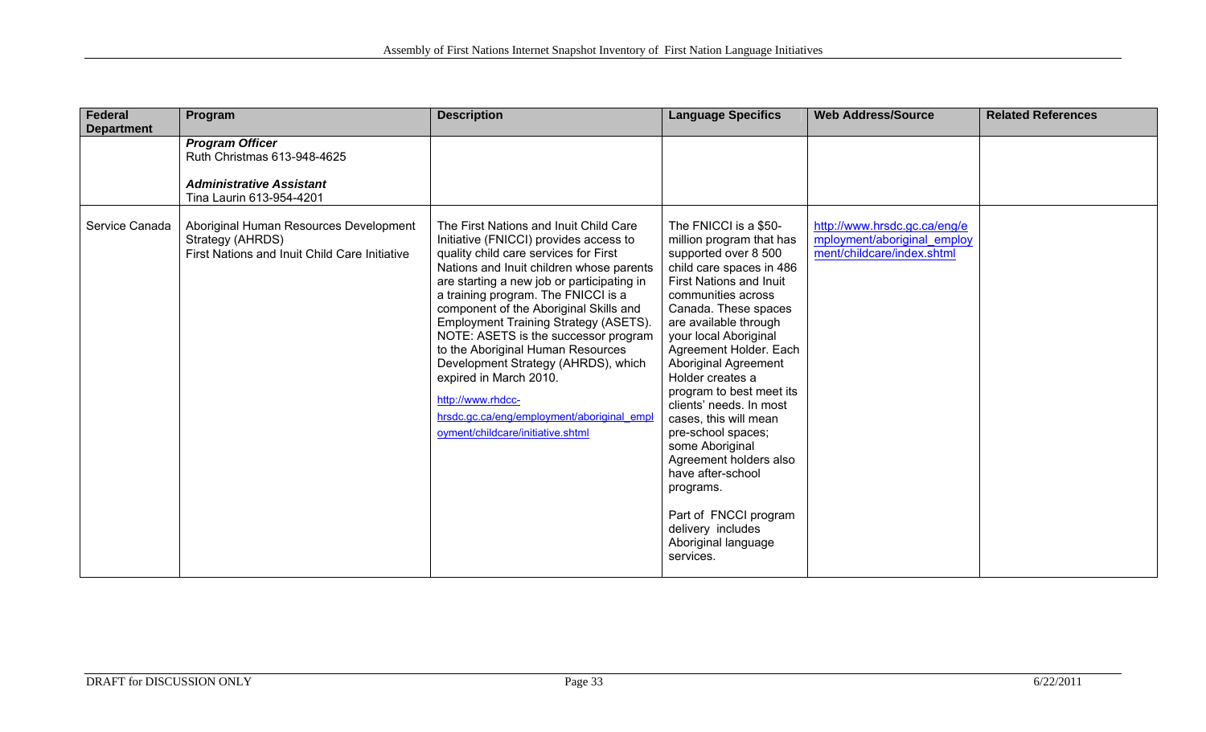| Federal Department | Program | Description | Language Specifics | Web Address/Source | Related References |
|---|---|---|---|---|---|
| | ***Program Officer*** Ruth Christmas 613-948-4625 <br><br> ***Administrative Assistant*** Tina Laurin 613-954-4201 | | | | |
| Service Canada | Aboriginal Human Resources Development Strategy (AHRDS) First Nations and Inuit Child Care Initiative | The First Nations and Inuit Child Care Initiative (FNICCI) provides access to quality child care services for First Nations and Inuit children whose parents are starting a new job or participating in a training program. The FNICCI is a component of the Aboriginal Skills and Employment Training Strategy (ASETS). NOTE: ASETS is the successor program to the Aboriginal Human Resources Development Strategy (AHRDS), which expired in March 2010. <br><br> http://www.rhdcc-hrsdc.gc.ca/eng/employment/aboriginal_employment/childcare/initiative.shtml | The FNICCI is a $50-million program that has supported over 8 500 child care spaces in 486 First Nations and Inuit communities across Canada. These spaces are available through your local Aboriginal Agreement Holder. Each Aboriginal Agreement Holder creates a program to best meet its clients' needs. In most cases, this will mean pre-school spaces; some Aboriginal Agreement holders also have after-school programs. <br><br> Part of FNCCI program delivery includes Aboriginal language services. | http://www.hrsdc.gc.ca/eng/employment/aboriginal_employment/childcare/index.shtml | |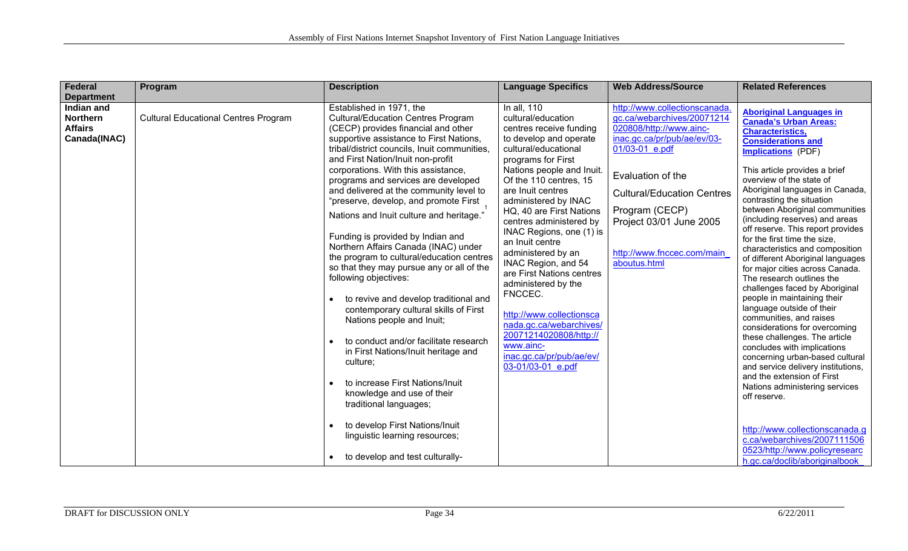| Federal Department | Program | Description | Language Specifics | Web Address/Source | Related References |
|---|---|---|---|---|---|
| **Indian and Northern Affairs Canada(INAC)** | Cultural Educational Centres Program | Established in 1971, the Cultural/Education Centres Program (CECP) provides financial and other supportive assistance to First Nations, tribal/district councils, Inuit communities, and First Nation/Inuit non-profit corporations. With this assistance, programs and services are developed and delivered at the community level to "preserve, develop, and promote First Nations and Inuit culture and heritage."[1]<br><br>Funding is provided by Indian and Northern Affairs Canada (INAC) under the program to cultural/education centres so that they may pursue any or all of the following objectives:<br><br>• to revive and develop traditional and contemporary cultural skills of First Nations people and Inuit;<br><br>• to conduct and/or facilitate research in First Nations/Inuit heritage and culture;<br><br>• to increase First Nations/Inuit knowledge and use of their traditional languages;<br><br>• to develop First Nations/Inuit linguistic learning resources;<br><br>• to develop and test culturally- | In all, 110 cultural/education centres receive funding to develop and operate cultural/educational programs for First Nations people and Inuit. Of the 110 centres, 15 are Inuit centres administered by INAC HQ, 40 are First Nations centres administered by INAC Regions, one (1) is an Inuit centre administered by an INAC Region, and 54 are First Nations centres administered by the FNCCEC.<br><br>http://www.collectionscanada.gc.ca/webarchives/20071214020808/http://www.ainc-inac.gc.ca/pr/pub/ae/ev/03-01/03-01_e.pdf | http://www.collectionscanada.gc.ca/webarchives/20071214020808/http://www.ainc-inac.gc.ca/pr/pub/ae/ev/03-01/03-01_e.pdf<br><br>Evaluation of the Cultural/Education Centres Program (CECP) Project 03/01 June 2005<br><br>http://www.fnccec.com/main_aboutus.html | **Aboriginal Languages in Canada's Urban Areas: Characteristics, Considerations and Implications** (PDF)<br><br>This article provides a brief overview of the state of Aboriginal languages in Canada, contrasting the situation between Aboriginal communities (including reserves) and areas off reserve. This report provides for the first time the size, characteristics and composition of different Aboriginal languages for major cities across Canada. The research outlines the challenges faced by Aboriginal people in maintaining their language outside of their communities, and raises considerations for overcoming these challenges. The article concludes with implications concerning urban-based cultural and service delivery institutions, and the extension of First Nations administering services off reserve.<br><br>http://www.collectionscanada.gc.ca/webarchives/20071115060523/http://www.policyresearch.gc.ca/doclib/aboriginalbook_ |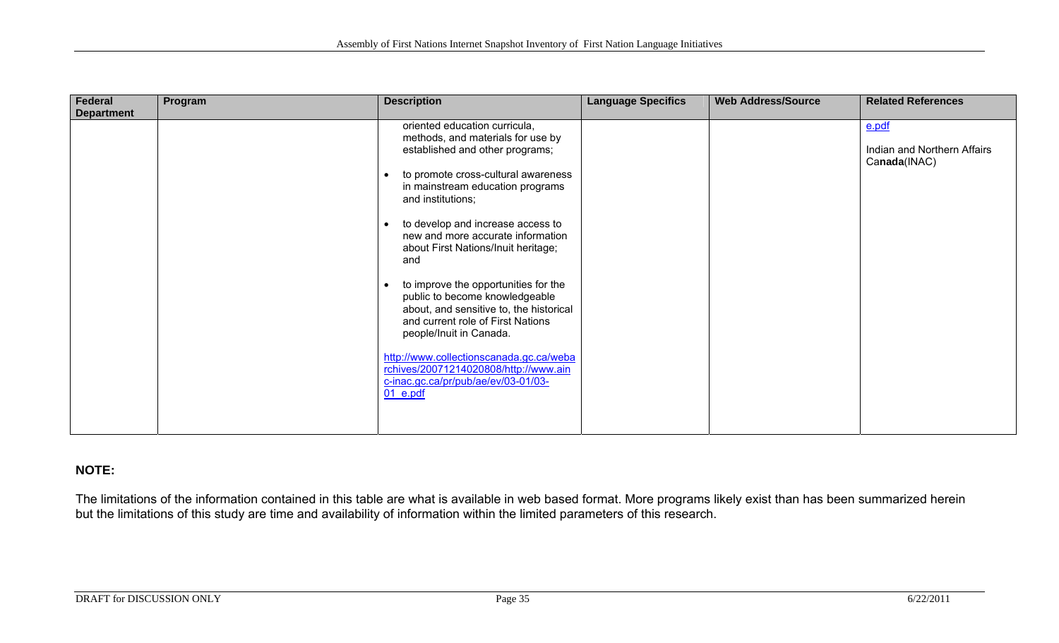| Federal Department | Program | Description | Language Specifics | Web Address/Source | Related References |
|---|---|---|---|---|---|
| | | oriented education curricula, methods, and materials for use by established and other programs;<br><br>• to promote cross-cultural awareness in mainstream education programs and institutions;<br><br>• to develop and increase access to new and more accurate information about First Nations/Inuit heritage; and<br><br>• to improve the opportunities for the public to become knowledgeable about, and sensitive to, the historical and current role of First Nations people/Inuit in Canada.<br><br>http://www.collectionscanada.gc.ca/webarchives/20071214020808/http://www.ainc-inac.gc.ca/pr/pub/ae/ev/03-01/03-01_e.pdf | | | e.pdf<br><br>Indian and Northern Affairs Canada(INAC) |

**NOTE:**

The limitations of the information contained in this table are what is available in web based format. More programs likely exist than has been summarized herein but the limitations of this study are time and availability of information within the limited parameters of this research.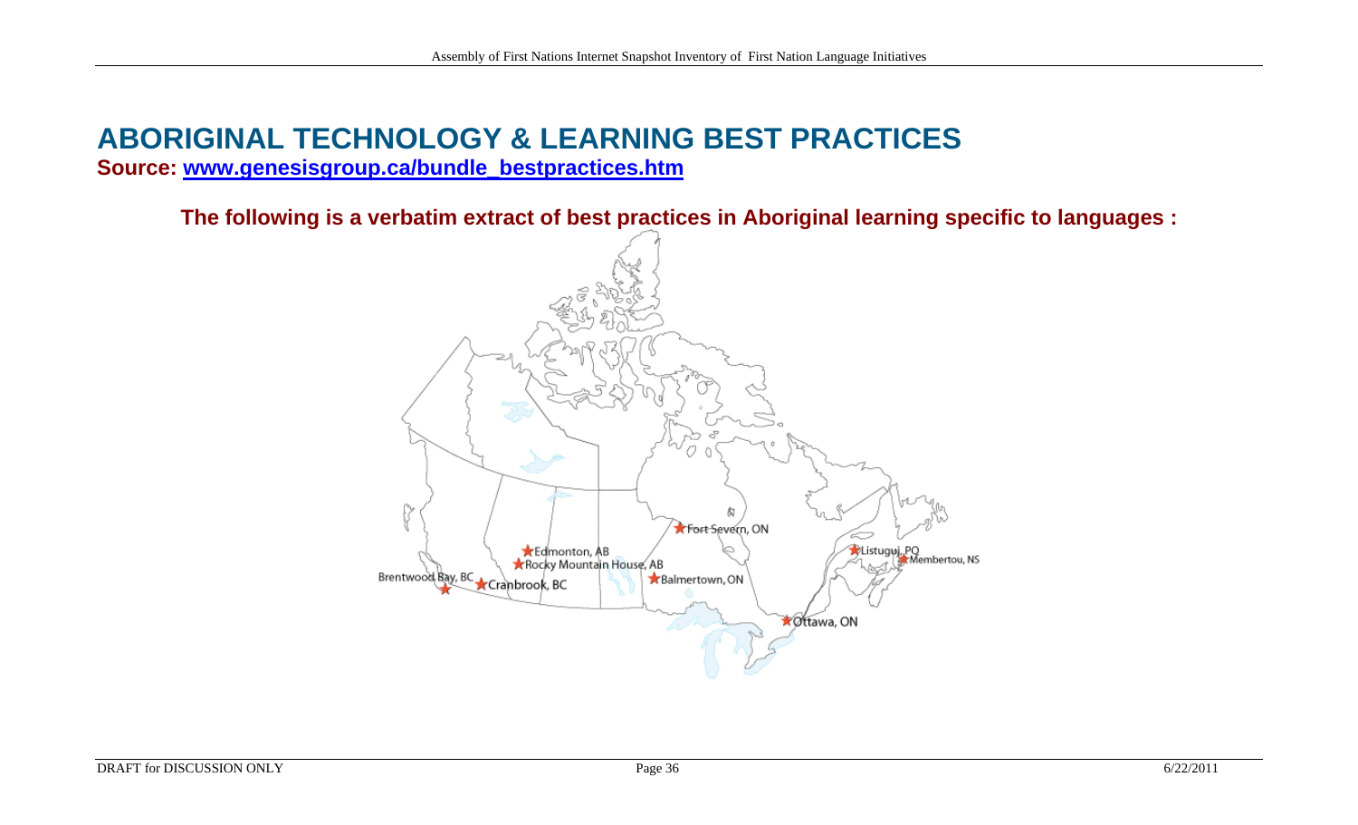# ABORIGINAL TECHNOLOGY & LEARNING BEST PRACTICES

**Source: [www.genesisgroup.ca/bundle_bestpractices.htm](www.genesisgroup.ca/bundle_bestpractices.htm)**

**The following is a verbatim extract of best practices in Aboriginal learning specific to languages :**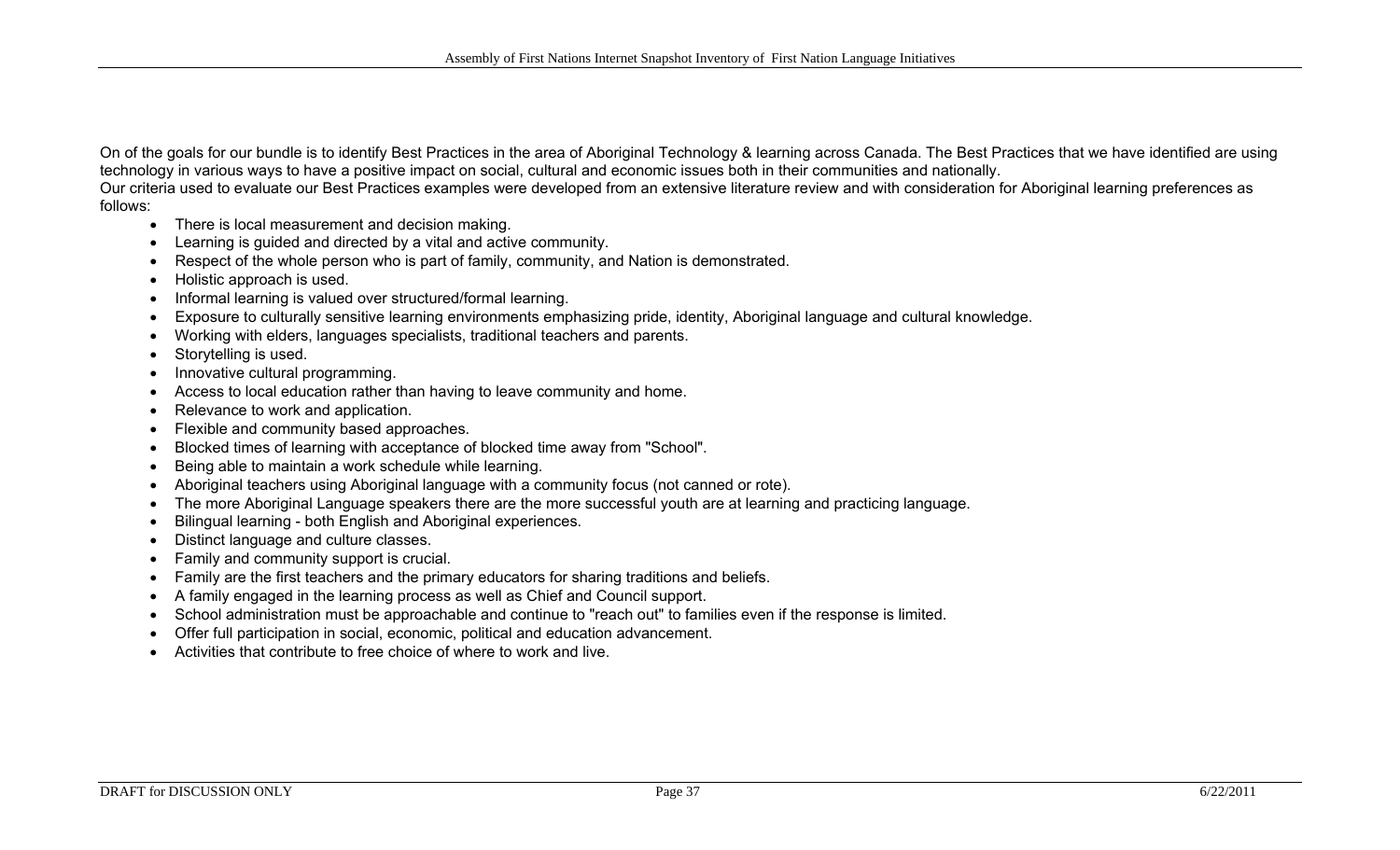On of the goals for our bundle is to identify Best Practices in the area of Aboriginal Technology & learning across Canada. The Best Practices that we have identified are using technology in various ways to have a positive impact on social, cultural and economic issues both in their communities and nationally.
Our criteria used to evaluate our Best Practices examples were developed from an extensive literature review and with consideration for Aboriginal learning preferences as follows:

- There is local measurement and decision making.
- Learning is guided and directed by a vital and active community.
- Respect of the whole person who is part of family, community, and Nation is demonstrated.
- Holistic approach is used.
- Informal learning is valued over structured/formal learning.
- Exposure to culturally sensitive learning environments emphasizing pride, identity, Aboriginal language and cultural knowledge.
- Working with elders, languages specialists, traditional teachers and parents.
- Storytelling is used.
- Innovative cultural programming.
- Access to local education rather than having to leave community and home.
- Relevance to work and application.
- Flexible and community based approaches.
- Blocked times of learning with acceptance of blocked time away from "School".
- Being able to maintain a work schedule while learning.
- Aboriginal teachers using Aboriginal language with a community focus (not canned or rote).
- The more Aboriginal Language speakers there are the more successful youth are at learning and practicing language.
- Bilingual learning - both English and Aboriginal experiences.
- Distinct language and culture classes.
- Family and community support is crucial.
- Family are the first teachers and the primary educators for sharing traditions and beliefs.
- A family engaged in the learning process as well as Chief and Council support.
- School administration must be approachable and continue to "reach out" to families even if the response is limited.
- Offer full participation in social, economic, political and education advancement.
- Activities that contribute to free choice of where to work and live.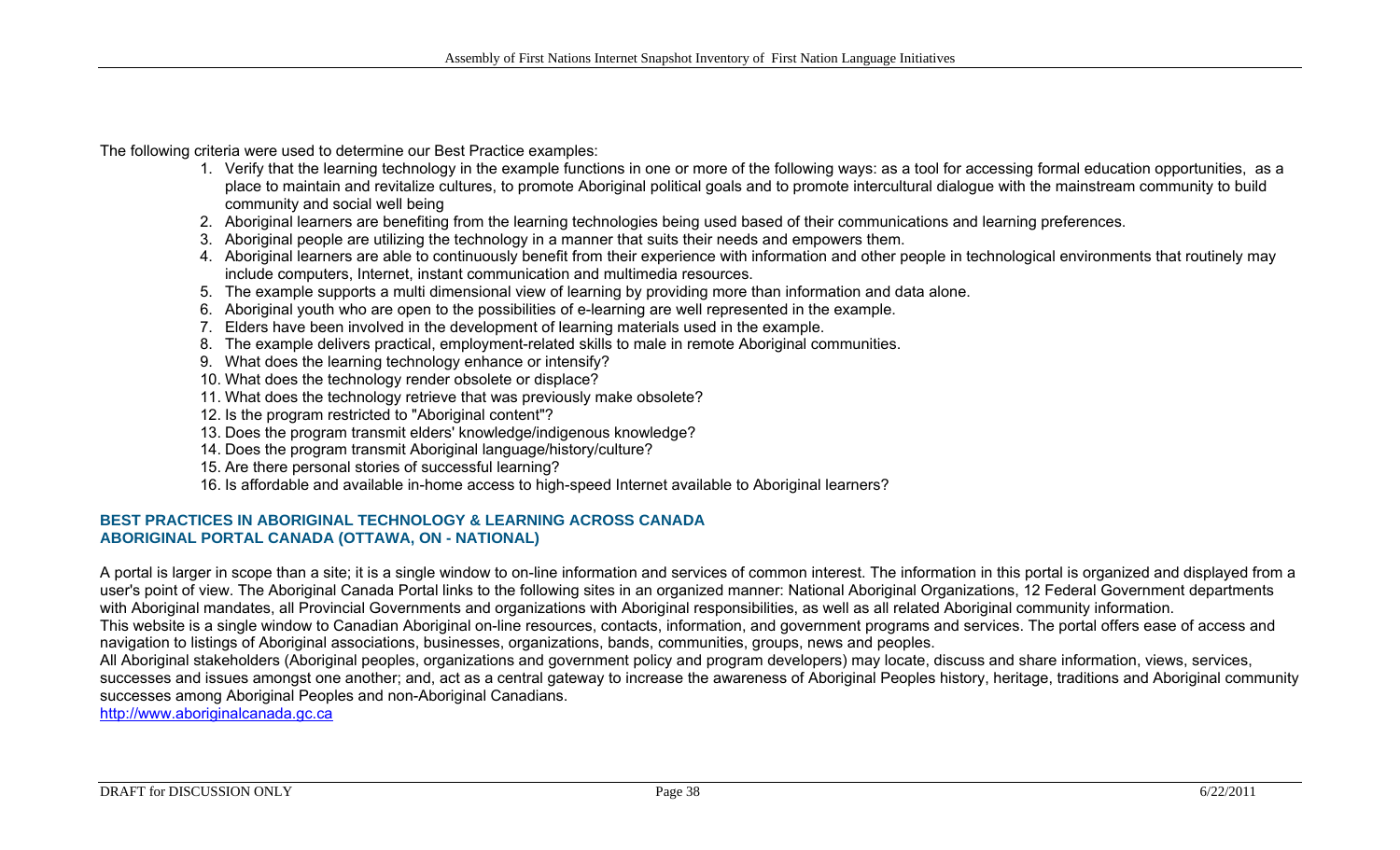The following criteria were used to determine our Best Practice examples:

1. Verify that the learning technology in the example functions in one or more of the following ways: as a tool for accessing formal education opportunities, as a place to maintain and revitalize cultures, to promote Aboriginal political goals and to promote intercultural dialogue with the mainstream community to build community and social well being
2. Aboriginal learners are benefiting from the learning technologies being used based of their communications and learning preferences.
3. Aboriginal people are utilizing the technology in a manner that suits their needs and empowers them.
4. Aboriginal learners are able to continuously benefit from their experience with information and other people in technological environments that routinely may include computers, Internet, instant communication and multimedia resources.
5. The example supports a multi dimensional view of learning by providing more than information and data alone.
6. Aboriginal youth who are open to the possibilities of e-learning are well represented in the example.
7. Elders have been involved in the development of learning materials used in the example.
8. The example delivers practical, employment-related skills to male in remote Aboriginal communities.
9. What does the learning technology enhance or intensify?
10. What does the technology render obsolete or displace?
11. What does the technology retrieve that was previously make obsolete?
12. Is the program restricted to "Aboriginal content"?
13. Does the program transmit elders' knowledge/indigenous knowledge?
14. Does the program transmit Aboriginal language/history/culture?
15. Are there personal stories of successful learning?
16. Is affordable and available in-home access to high-speed Internet available to Aboriginal learners?

## BEST PRACTICES IN ABORIGINAL TECHNOLOGY & LEARNING ACROSS CANADA

### ABORIGINAL PORTAL CANADA (OTTAWA, ON - NATIONAL)

A portal is larger in scope than a site; it is a single window to on-line information and services of common interest. The information in this portal is organized and displayed from a user's point of view. The Aboriginal Canada Portal links to the following sites in an organized manner: National Aboriginal Organizations, 12 Federal Government departments with Aboriginal mandates, all Provincial Governments and organizations with Aboriginal responsibilities, as well as all related Aboriginal community information.
This website is a single window to Canadian Aboriginal on-line resources, contacts, information, and government programs and services. The portal offers ease of access and navigation to listings of Aboriginal associations, businesses, organizations, bands, communities, groups, news and peoples.
All Aboriginal stakeholders (Aboriginal peoples, organizations and government policy and program developers) may locate, discuss and share information, views, services, successes and issues amongst one another; and, act as a central gateway to increase the awareness of Aboriginal Peoples history, heritage, traditions and Aboriginal community successes among Aboriginal Peoples and non-Aboriginal Canadians.
http://www.aboriginalcanada.gc.ca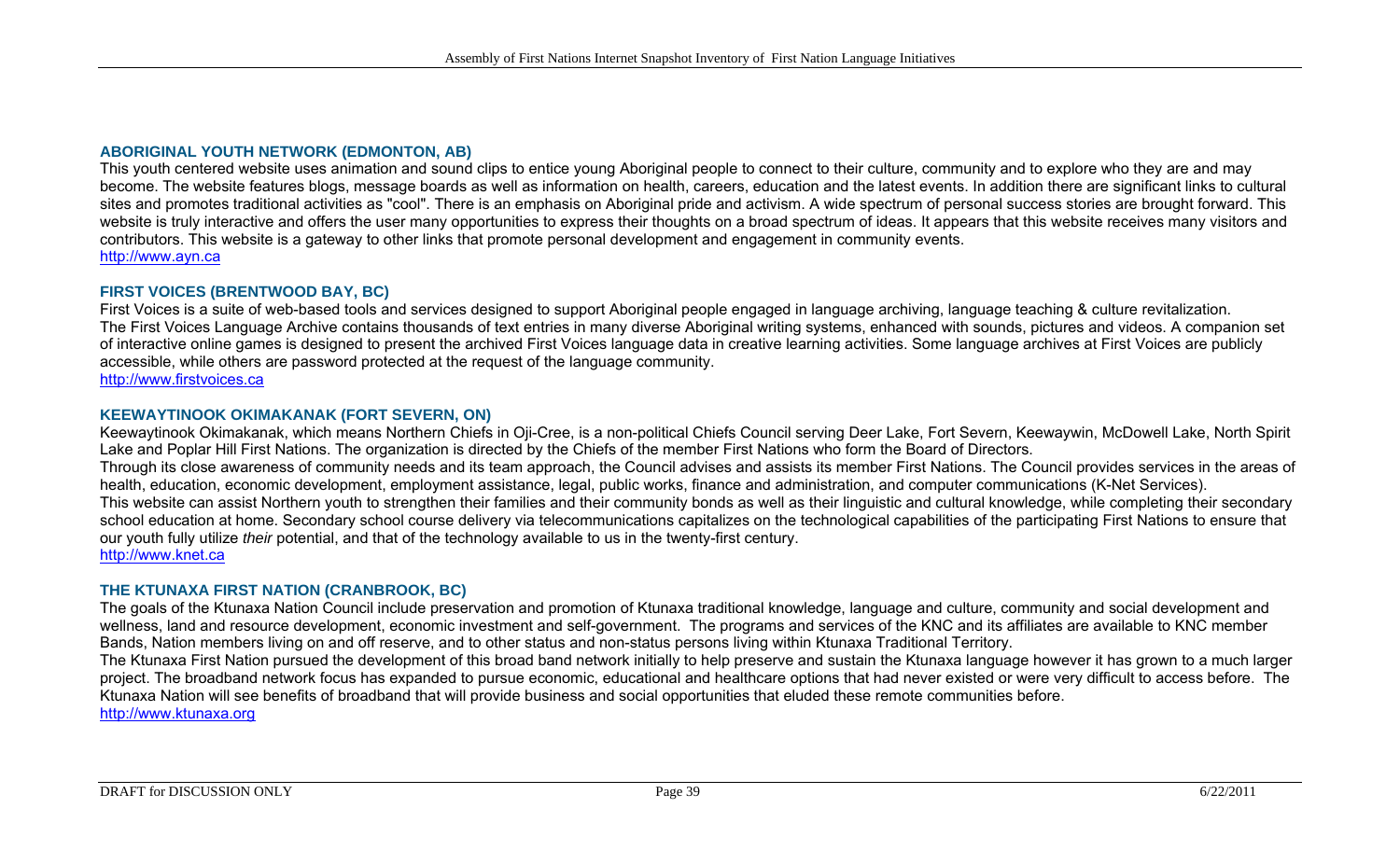### ABORIGINAL YOUTH NETWORK (EDMONTON, AB)

This youth centered website uses animation and sound clips to entice young Aboriginal people to connect to their culture, community and to explore who they are and may become. The website features blogs, message boards as well as information on health, careers, education and the latest events. In addition there are significant links to cultural sites and promotes traditional activities as "cool". There is an emphasis on Aboriginal pride and activism. A wide spectrum of personal success stories are brought forward. This website is truly interactive and offers the user many opportunities to express their thoughts on a broad spectrum of ideas. It appears that this website receives many visitors and contributors. This website is a gateway to other links that promote personal development and engagement in community events.
http://www.ayn.ca

### FIRST VOICES (BRENTWOOD BAY, BC)

First Voices is a suite of web-based tools and services designed to support Aboriginal people engaged in language archiving, language teaching & culture revitalization.
The First Voices Language Archive contains thousands of text entries in many diverse Aboriginal writing systems, enhanced with sounds, pictures and videos. A companion set of interactive online games is designed to present the archived First Voices language data in creative learning activities. Some language archives at First Voices are publicly accessible, while others are password protected at the request of the language community.
http://www.firstvoices.ca

### KEEWAYTINOOK OKIMAKANAK (FORT SEVERN, ON)

Keewaytinook Okimakanak, which means Northern Chiefs in Oji-Cree, is a non-political Chiefs Council serving Deer Lake, Fort Severn, Keewaywin, McDowell Lake, North Spirit Lake and Poplar Hill First Nations. The organization is directed by the Chiefs of the member First Nations who form the Board of Directors.
Through its close awareness of community needs and its team approach, the Council advises and assists its member First Nations. The Council provides services in the areas of health, education, economic development, employment assistance, legal, public works, finance and administration, and computer communications (K-Net Services).
This website can assist Northern youth to strengthen their families and their community bonds as well as their linguistic and cultural knowledge, while completing their secondary school education at home. Secondary school course delivery via telecommunications capitalizes on the technological capabilities of the participating First Nations to ensure that our youth fully utilize *their* potential, and that of the technology available to us in the twenty-first century.
http://www.knet.ca

### THE KTUNAXA FIRST NATION (CRANBROOK, BC)

The goals of the Ktunaxa Nation Council include preservation and promotion of Ktunaxa traditional knowledge, language and culture, community and social development and wellness, land and resource development, economic investment and self-government. The programs and services of the KNC and its affiliates are available to KNC member Bands, Nation members living on and off reserve, and to other status and non-status persons living within Ktunaxa Traditional Territory.
The Ktunaxa First Nation pursued the development of this broad band network initially to help preserve and sustain the Ktunaxa language however it has grown to a much larger project. The broadband network focus has expanded to pursue economic, educational and healthcare options that had never existed or were very difficult to access before. The Ktunaxa Nation will see benefits of broadband that will provide business and social opportunities that eluded these remote communities before.
http://www.ktunaxa.org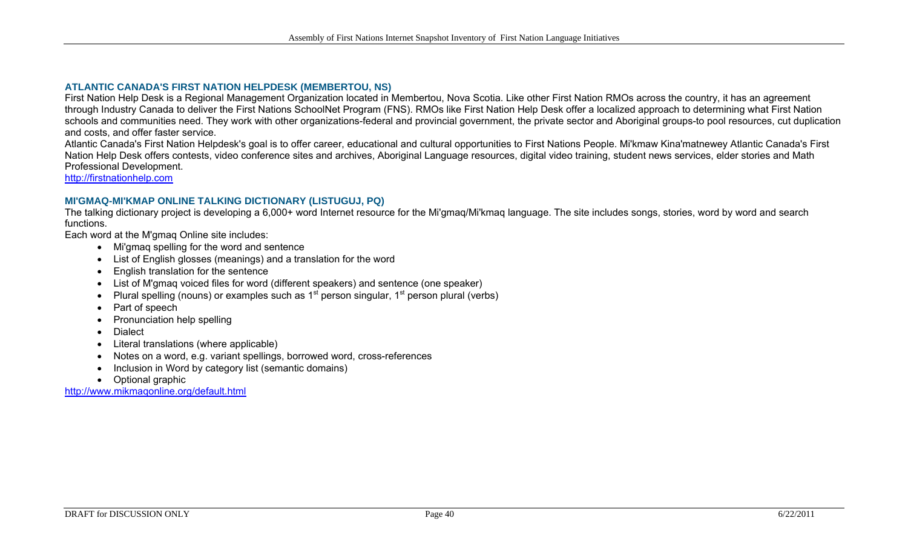### ATLANTIC CANADA'S FIRST NATION HELPDESK (MEMBERTOU, NS)

First Nation Help Desk is a Regional Management Organization located in Membertou, Nova Scotia. Like other First Nation RMOs across the country, it has an agreement through Industry Canada to deliver the First Nations SchoolNet Program (FNS). RMOs like First Nation Help Desk offer a localized approach to determining what First Nation schools and communities need. They work with other organizations-federal and provincial government, the private sector and Aboriginal groups-to pool resources, cut duplication and costs, and offer faster service.

Atlantic Canada's First Nation Helpdesk's goal is to offer career, educational and cultural opportunities to First Nations People. Mi'kmaw Kina'matnewey Atlantic Canada's First Nation Help Desk offers contests, video conference sites and archives, Aboriginal Language resources, digital video training, student news services, elder stories and Math Professional Development.

http://firstnationhelp.com

### MI'GMAQ-MI'KMAP ONLINE TALKING DICTIONARY (LISTUGUJ, PQ)

The talking dictionary project is developing a 6,000+ word Internet resource for the Mi'gmaq/Mi'kmaq language. The site includes songs, stories, word by word and search functions.

Each word at the M'gmaq Online site includes:

- Mi'gmaq spelling for the word and sentence
- List of English glosses (meanings) and a translation for the word
- English translation for the sentence
- List of M'gmaq voiced files for word (different speakers) and sentence (one speaker)
- Plural spelling (nouns) or examples such as 1st person singular, 1st person plural (verbs)
- Part of speech
- Pronunciation help spelling
- Dialect
- Literal translations (where applicable)
- Notes on a word, e.g. variant spellings, borrowed word, cross-references
- Inclusion in Word by category list (semantic domains)
- Optional graphic

http://www.mikmaqonline.org/default.html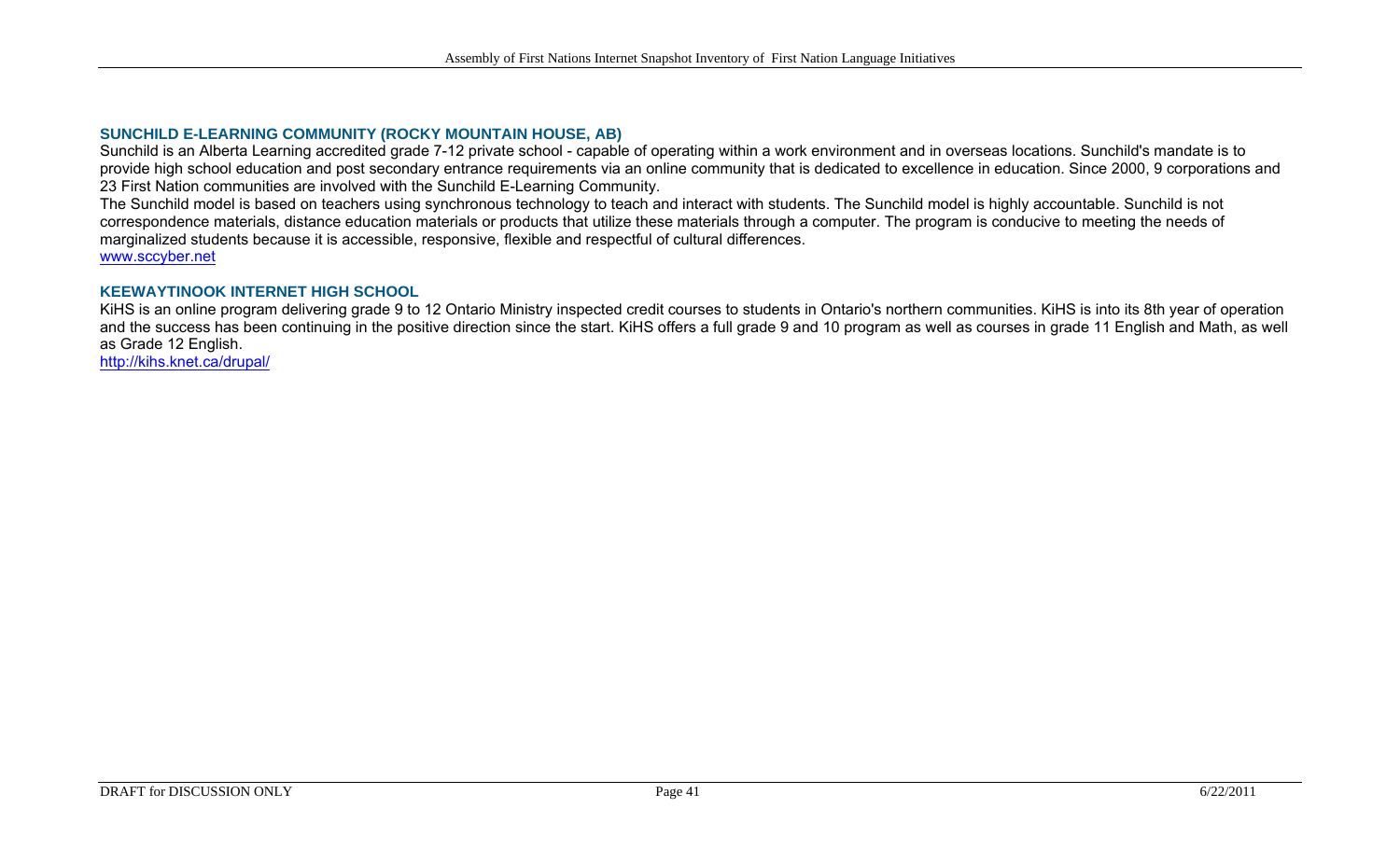### SUNCHILD E-LEARNING COMMUNITY (ROCKY MOUNTAIN HOUSE, AB)

Sunchild is an Alberta Learning accredited grade 7-12 private school - capable of operating within a work environment and in overseas locations. Sunchild's mandate is to provide high school education and post secondary entrance requirements via an online community that is dedicated to excellence in education. Since 2000, 9 corporations and 23 First Nation communities are involved with the Sunchild E-Learning Community.

The Sunchild model is based on teachers using synchronous technology to teach and interact with students. The Sunchild model is highly accountable. Sunchild is not correspondence materials, distance education materials or products that utilize these materials through a computer. The program is conducive to meeting the needs of marginalized students because it is accessible, responsive, flexible and respectful of cultural differences.

www.sccyber.net

### KEEWAYTINOOK INTERNET HIGH SCHOOL

KiHS is an online program delivering grade 9 to 12 Ontario Ministry inspected credit courses to students in Ontario's northern communities. KiHS is into its 8th year of operation and the success has been continuing in the positive direction since the start. KiHS offers a full grade 9 and 10 program as well as courses in grade 11 English and Math, as well as Grade 12 English.

http://kihs.knet.ca/drupal/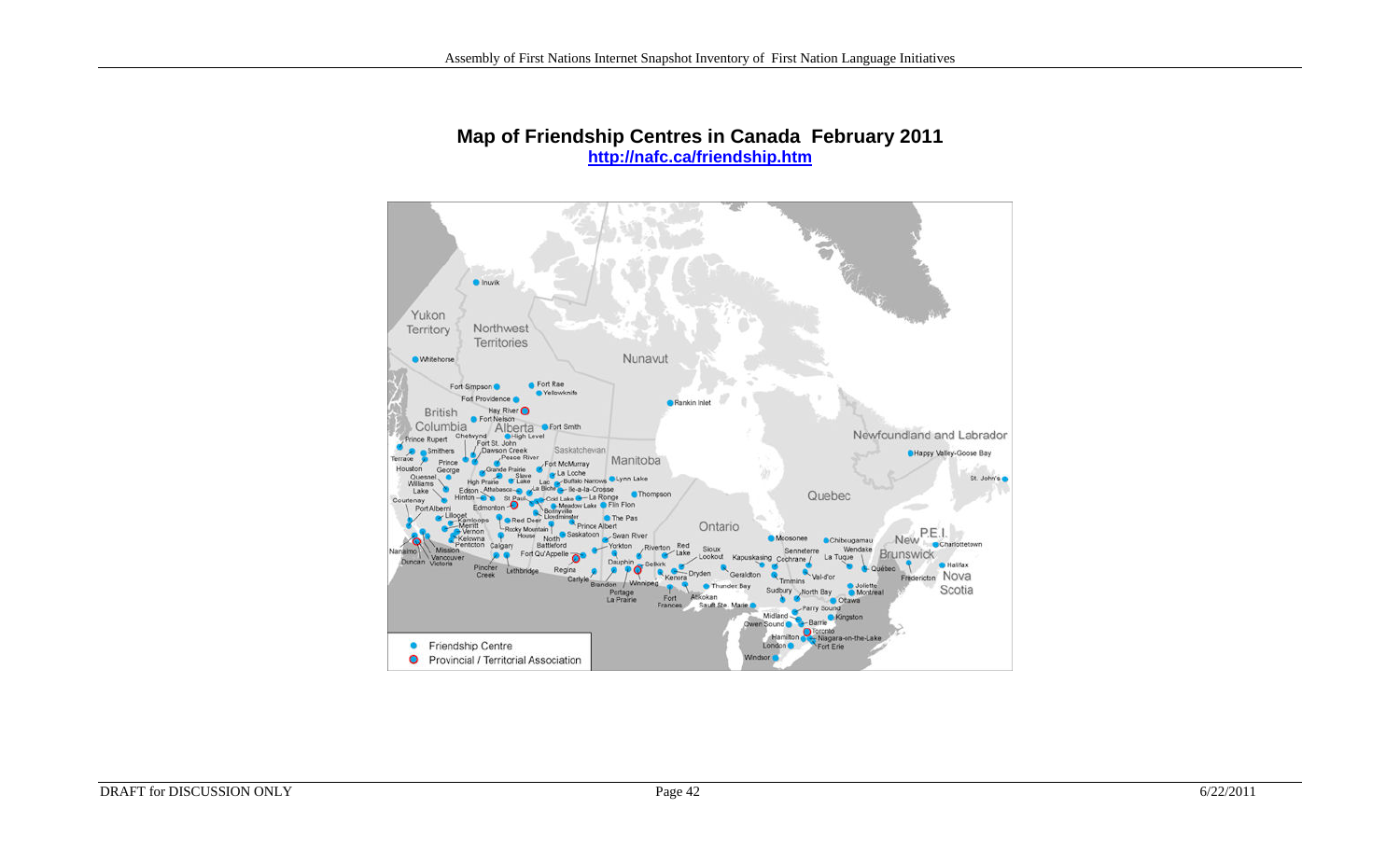## Map of Friendship Centres in Canada February 2011

http://nafc.ca/friendship.htm

Inuvik

Yukon Territory

Northwest Territories

Nunavut

Whitehorse

Fort Simpson

Fort Rae

Yellowknife

Fort Providence

Rankin Inlet

Hay River

British Columbia

Fort Nelson

Alberta

Fort Smith

Newfoundland and Labrador

Prince Rupert

Chetwynd

High Level

Fort St. John

Smithers

Dawson Creek

Saskatchewan

Happy Valley-Goose Bay

Terrace

Peace River

Manitoba

Prince George

Fort McMurray

Houston

Grande Prairie

La Loche

Quesnel

Slave Lake

Buffalo Narrows

Lynn Lake

St. John's

Williams Lake

High Prairie

Lac La Biche

Ile-a-la-Crosse

Edson

Athabasca

Thompson

Quebec

Hinton

St. Paul

Cold Lake

La Ronge

Courtenay

Edmonton

Meadow Lake

Flin Flon

Port Alberni

Bonnyville

Lillooet

Red Deer

Lloydminster

The Pas

Kamloops

Merritt

Rocky Mountain House

Prince Albert

Ontario

Vernon

North Battleford

Saskatoon

Swan River

Moosonee

Chibougamau

New Brunswick

P.E.I.

Kelowna

Charlottetown

Nanaimo

Penticton

Calgary

Yorkton

Riverton

Red Lake

Sioux Lookout

Senneterre

Wendake

Mission

Fort Qu'Appelle

Kapuskasing

Cochrane

La Tuque

Duncan

Vancouver

Victoria

Dauphin

Selkirk

Québec

Halifax

Pincher Creek

Lethbridge

Regina

Dryden

Geraldton

Fredericton

Nova Scotia

Carlyle

Kenora

Timmins

Val-d'or

Brandon

Winnipeg

Thunder Bay

Joliette

Portage La Prairie

Fort Frances

Sudbury

North Bay

Montreal

Atikokan

Ottawa

Sault Ste. Marie

Parry Sound

Midland

Kingston

Owen Sound

Barrie

Toronto

Hamilton

Niagara-on-the-Lake

London

Fort Erie

Windsor

Friendship Centre

Provincial / Territorial Association

DRAFT for DISCUSSION ONLY

6/22/2011